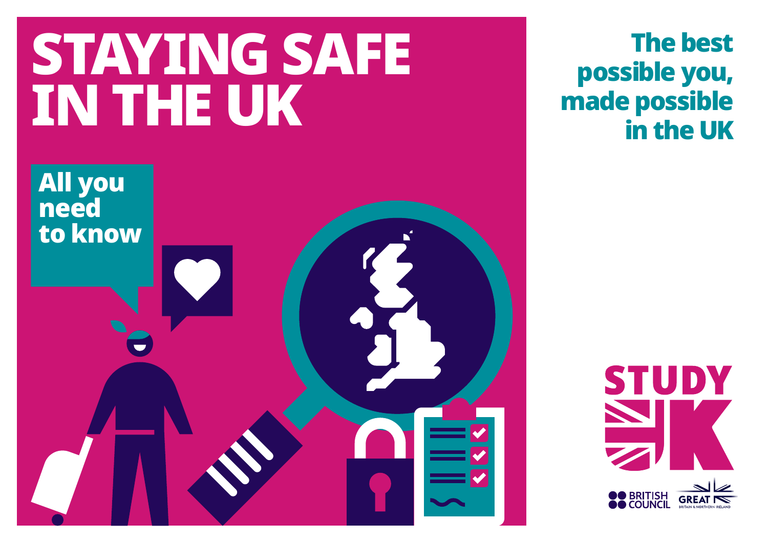# STAYING SAFE IN THE UK

All you need to know

The best possible you, made possible in the UK

STUDY UK

BRITISH COUNCIL

GREAT BRITAIN & NORTHERN IRELAND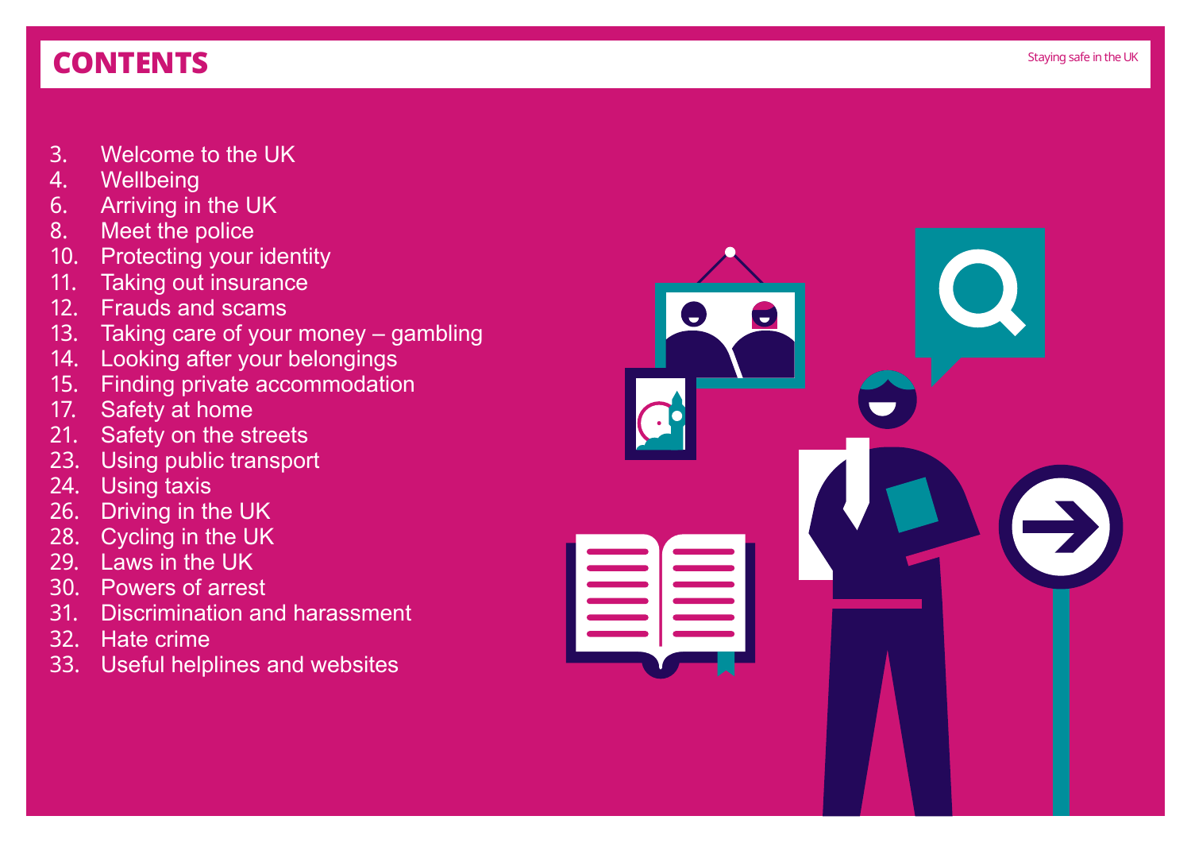# CONTENTS

3. Welcome to the UK
4. Wellbeing
6. Arriving in the UK
8. Meet the police
10. Protecting your identity
11. Taking out insurance
12. Frauds and scams
13. Taking care of your money – gambling
14. Looking after your belongings
15. Finding private accommodation
17. Safety at home
21. Safety on the streets
23. Using public transport
24. Using taxis
26. Driving in the UK
28. Cycling in the UK
29. Laws in the UK
30. Powers of arrest
31. Discrimination and harassment
32. Hate crime
33. Useful helplines and websites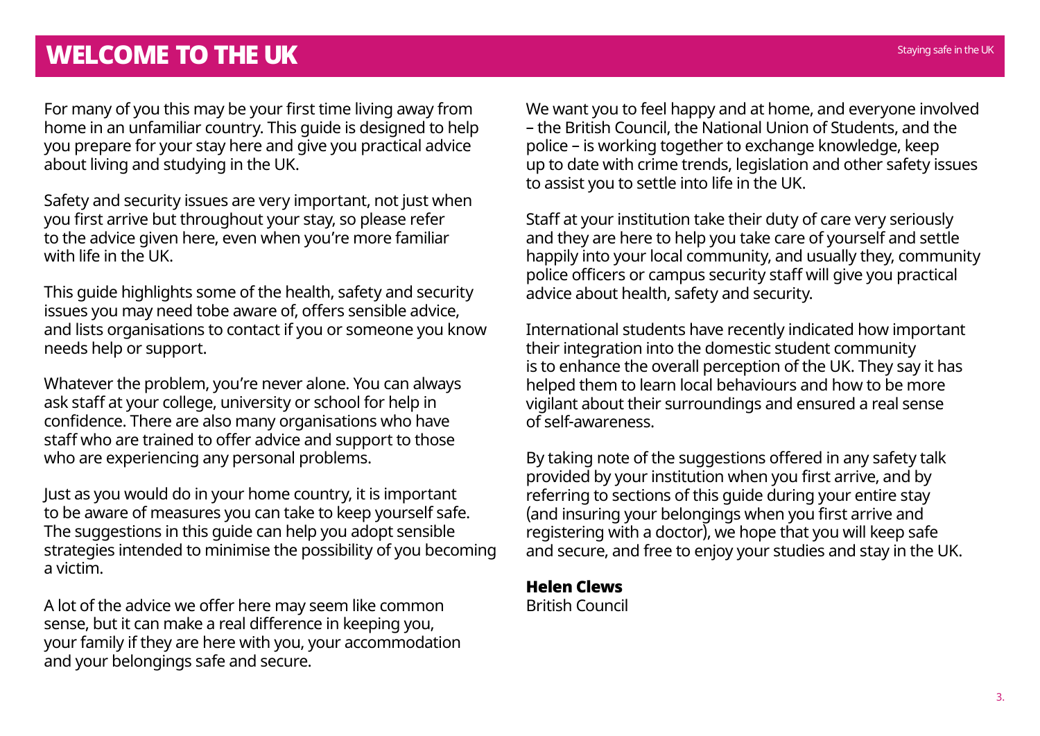# WELCOME TO THE UK

For many of you this may be your first time living away from home in an unfamiliar country. This guide is designed to help you prepare for your stay here and give you practical advice about living and studying in the UK.

Safety and security issues are very important, not just when you first arrive but throughout your stay, so please refer to the advice given here, even when you're more familiar with life in the UK.

This guide highlights some of the health, safety and security issues you may need tobe aware of, offers sensible advice, and lists organisations to contact if you or someone you know needs help or support.

Whatever the problem, you're never alone. You can always ask staff at your college, university or school for help in confidence. There are also many organisations who have staff who are trained to offer advice and support to those who are experiencing any personal problems.

Just as you would do in your home country, it is important to be aware of measures you can take to keep yourself safe. The suggestions in this guide can help you adopt sensible strategies intended to minimise the possibility of you becoming a victim.

A lot of the advice we offer here may seem like common sense, but it can make a real difference in keeping you, your family if they are here with you, your accommodation and your belongings safe and secure.

We want you to feel happy and at home, and everyone involved – the British Council, the National Union of Students, and the police – is working together to exchange knowledge, keep up to date with crime trends, legislation and other safety issues to assist you to settle into life in the UK.

Staff at your institution take their duty of care very seriously and they are here to help you take care of yourself and settle happily into your local community, and usually they, community police officers or campus security staff will give you practical advice about health, safety and security.

International students have recently indicated how important their integration into the domestic student community is to enhance the overall perception of the UK. They say it has helped them to learn local behaviours and how to be more vigilant about their surroundings and ensured a real sense of self-awareness.

By taking note of the suggestions offered in any safety talk provided by your institution when you first arrive, and by referring to sections of this guide during your entire stay (and insuring your belongings when you first arrive and registering with a doctor), we hope that you will keep safe and secure, and free to enjoy your studies and stay in the UK.

**Helen Clews**
British Council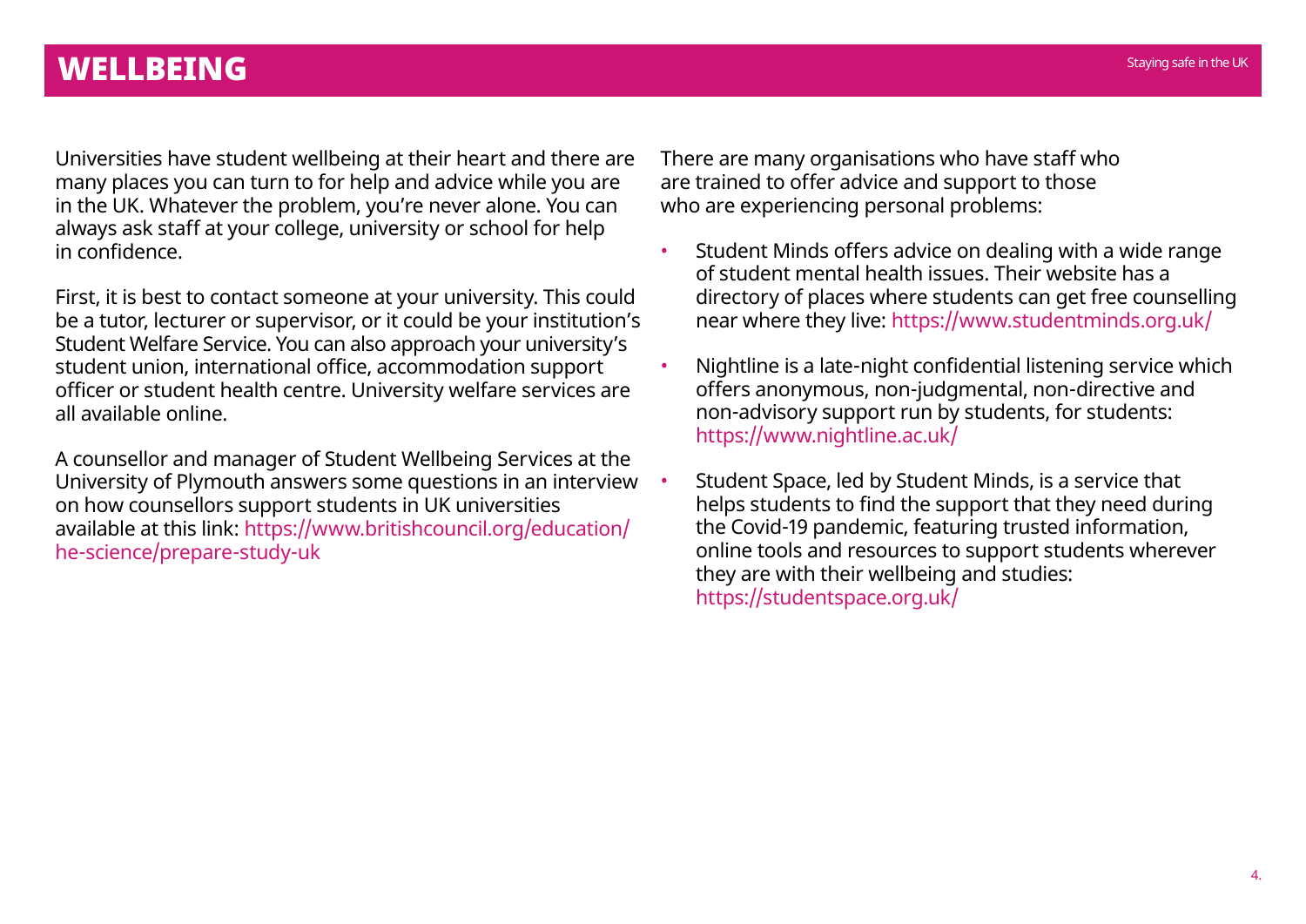# WELLBEING

Universities have student wellbeing at their heart and there are many places you can turn to for help and advice while you are in the UK. Whatever the problem, you're never alone. You can always ask staff at your college, university or school for help in confidence.

First, it is best to contact someone at your university. This could be a tutor, lecturer or supervisor, or it could be your institution's Student Welfare Service. You can also approach your university's student union, international office, accommodation support officer or student health centre. University welfare services are all available online.

A counsellor and manager of Student Wellbeing Services at the University of Plymouth answers some questions in an interview on how counsellors support students in UK universities available at this link: https://www.britishcouncil.org/education/he-science/prepare-study-uk

There are many organisations who have staff who are trained to offer advice and support to those who are experiencing personal problems:

- Student Minds offers advice on dealing with a wide range of student mental health issues. Their website has a directory of places where students can get free counselling near where they live: https://www.studentminds.org.uk/
- Nightline is a late-night confidential listening service which offers anonymous, non-judgmental, non-directive and non-advisory support run by students, for students: https://www.nightline.ac.uk/
- Student Space, led by Student Minds, is a service that helps students to find the support that they need during the Covid-19 pandemic, featuring trusted information, online tools and resources to support students wherever they are with their wellbeing and studies: https://studentspace.org.uk/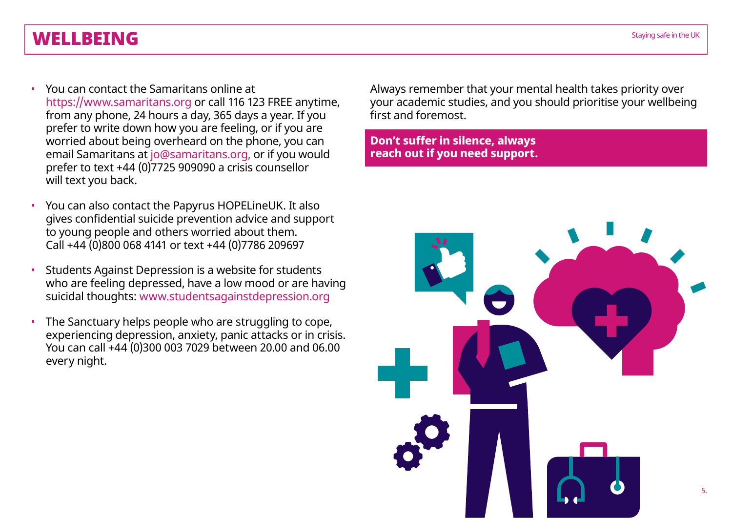# WELLBEING

- You can contact the Samaritans online at https://www.samaritans.org or call 116 123 FREE anytime, from any phone, 24 hours a day, 365 days a year. If you prefer to write down how you are feeling, or if you are worried about being overheard on the phone, you can email Samaritans at jo@samaritans.org, or if you would prefer to text +44 (0)7725 909090 a crisis counsellor will text you back.
- You can also contact the Papyrus HOPELineUK. It also gives confidential suicide prevention advice and support to young people and others worried about them. Call +44 (0)800 068 4141 or text +44 (0)7786 209697
- Students Against Depression is a website for students who are feeling depressed, have a low mood or are having suicidal thoughts: www.studentsagainstdepression.org
- The Sanctuary helps people who are struggling to cope, experiencing depression, anxiety, panic attacks or in crisis. You can call +44 (0)300 003 7029 between 20.00 and 06.00 every night.

Always remember that your mental health takes priority over your academic studies, and you should prioritise your wellbeing first and foremost.

**Don't suffer in silence, always reach out if you need support.**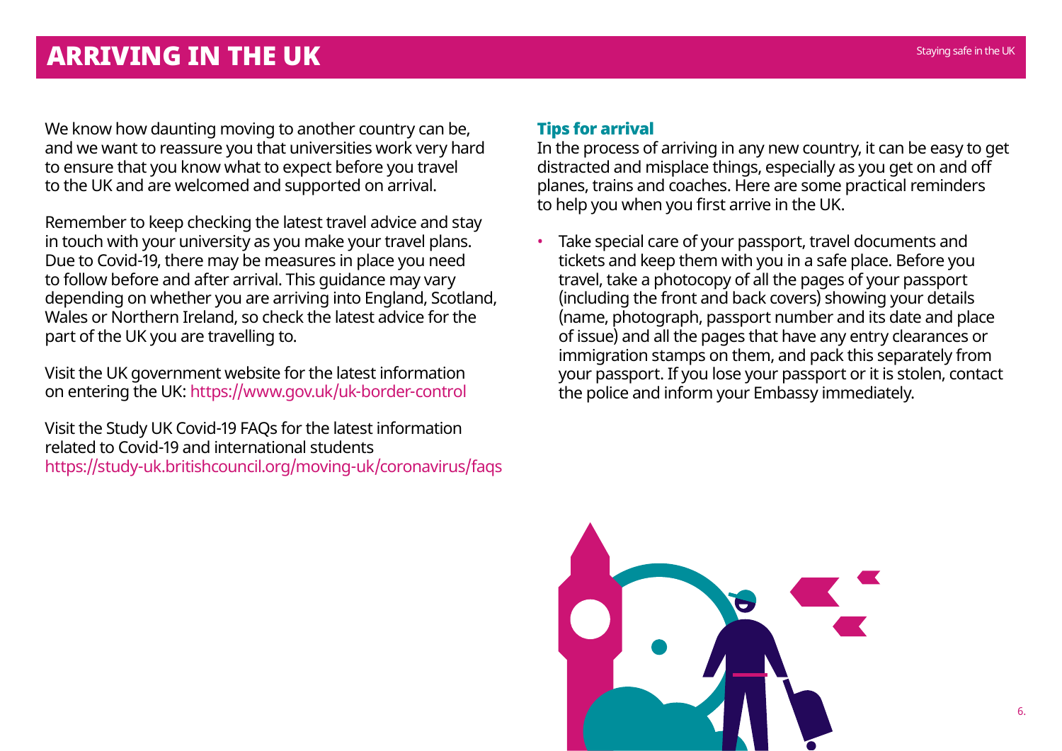# ARRIVING IN THE UK

We know how daunting moving to another country can be, and we want to reassure you that universities work very hard to ensure that you know what to expect before you travel to the UK and are welcomed and supported on arrival.

Remember to keep checking the latest travel advice and stay in touch with your university as you make your travel plans. Due to Covid-19, there may be measures in place you need to follow before and after arrival. This guidance may vary depending on whether you are arriving into England, Scotland, Wales or Northern Ireland, so check the latest advice for the part of the UK you are travelling to.

Visit the UK government website for the latest information on entering the UK: https://www.gov.uk/uk-border-control

Visit the Study UK Covid-19 FAQs for the latest information related to Covid-19 and international students https://study-uk.britishcouncil.org/moving-uk/coronavirus/faqs

## Tips for arrival

In the process of arriving in any new country, it can be easy to get distracted and misplace things, especially as you get on and off planes, trains and coaches. Here are some practical reminders to help you when you first arrive in the UK.

- Take special care of your passport, travel documents and tickets and keep them with you in a safe place. Before you travel, take a photocopy of all the pages of your passport (including the front and back covers) showing your details (name, photograph, passport number and its date and place of issue) and all the pages that have any entry clearances or immigration stamps on them, and pack this separately from your passport. If you lose your passport or it is stolen, contact the police and inform your Embassy immediately.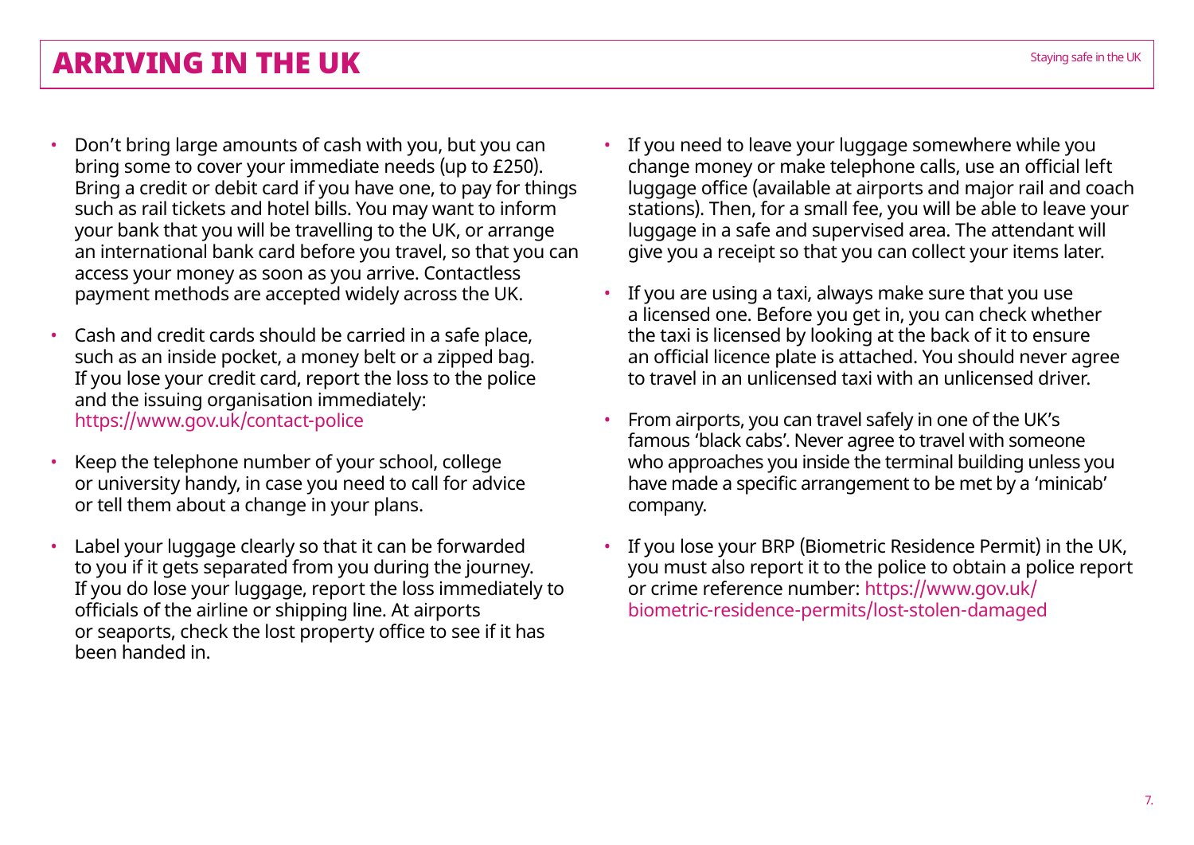# ARRIVING IN THE UK

- Don't bring large amounts of cash with you, but you can bring some to cover your immediate needs (up to £250). Bring a credit or debit card if you have one, to pay for things such as rail tickets and hotel bills. You may want to inform your bank that you will be travelling to the UK, or arrange an international bank card before you travel, so that you can access your money as soon as you arrive. Contactless payment methods are accepted widely across the UK.
- Cash and credit cards should be carried in a safe place, such as an inside pocket, a money belt or a zipped bag. If you lose your credit card, report the loss to the police and the issuing organisation immediately: https://www.gov.uk/contact-police
- Keep the telephone number of your school, college or university handy, in case you need to call for advice or tell them about a change in your plans.
- Label your luggage clearly so that it can be forwarded to you if it gets separated from you during the journey. If you do lose your luggage, report the loss immediately to officials of the airline or shipping line. At airports or seaports, check the lost property office to see if it has been handed in.
- If you need to leave your luggage somewhere while you change money or make telephone calls, use an official left luggage office (available at airports and major rail and coach stations). Then, for a small fee, you will be able to leave your luggage in a safe and supervised area. The attendant will give you a receipt so that you can collect your items later.
- If you are using a taxi, always make sure that you use a licensed one. Before you get in, you can check whether the taxi is licensed by looking at the back of it to ensure an official licence plate is attached. You should never agree to travel in an unlicensed taxi with an unlicensed driver.
- From airports, you can travel safely in one of the UK's famous 'black cabs'. Never agree to travel with someone who approaches you inside the terminal building unless you have made a specific arrangement to be met by a 'minicab' company.
- If you lose your BRP (Biometric Residence Permit) in the UK, you must also report it to the police to obtain a police report or crime reference number: https://www.gov.uk/biometric-residence-permits/lost-stolen-damaged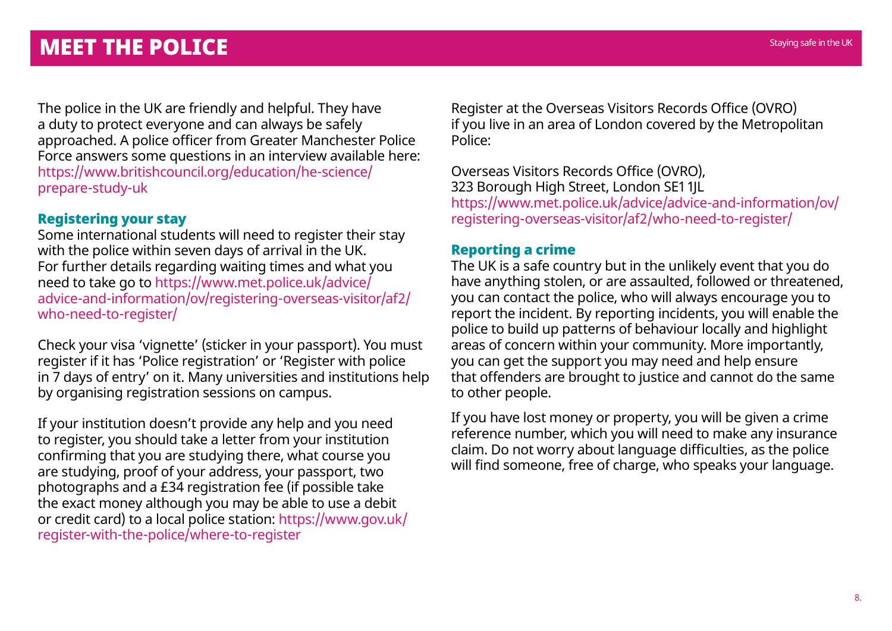# MEET THE POLICE

The police in the UK are friendly and helpful. They have a duty to protect everyone and can always be safely approached. A police officer from Greater Manchester Police Force answers some questions in an interview available here: https://www.britishcouncil.org/education/he-science/prepare-study-uk

## Registering your stay

Some international students will need to register their stay with the police within seven days of arrival in the UK. For further details regarding waiting times and what you need to take go to https://www.met.police.uk/advice/advice-and-information/ov/registering-overseas-visitor/af2/who-need-to-register/

Check your visa 'vignette' (sticker in your passport). You must register if it has 'Police registration' or 'Register with police in 7 days of entry' on it. Many universities and institutions help by organising registration sessions on campus.

If your institution doesn't provide any help and you need to register, you should take a letter from your institution confirming that you are studying there, what course you are studying, proof of your address, your passport, two photographs and a £34 registration fee (if possible take the exact money although you may be able to use a debit or credit card) to a local police station: https://www.gov.uk/register-with-the-police/where-to-register

Register at the Overseas Visitors Records Office (OVRO) if you live in an area of London covered by the Metropolitan Police:

Overseas Visitors Records Office (OVRO),
323 Borough High Street, London SE1 1JL
https://www.met.police.uk/advice/advice-and-information/ov/registering-overseas-visitor/af2/who-need-to-register/

## Reporting a crime

The UK is a safe country but in the unlikely event that you do have anything stolen, or are assaulted, followed or threatened, you can contact the police, who will always encourage you to report the incident. By reporting incidents, you will enable the police to build up patterns of behaviour locally and highlight areas of concern within your community. More importantly, you can get the support you may need and help ensure that offenders are brought to justice and cannot do the same to other people.

If you have lost money or property, you will be given a crime reference number, which you will need to make any insurance claim. Do not worry about language difficulties, as the police will find someone, free of charge, who speaks your language.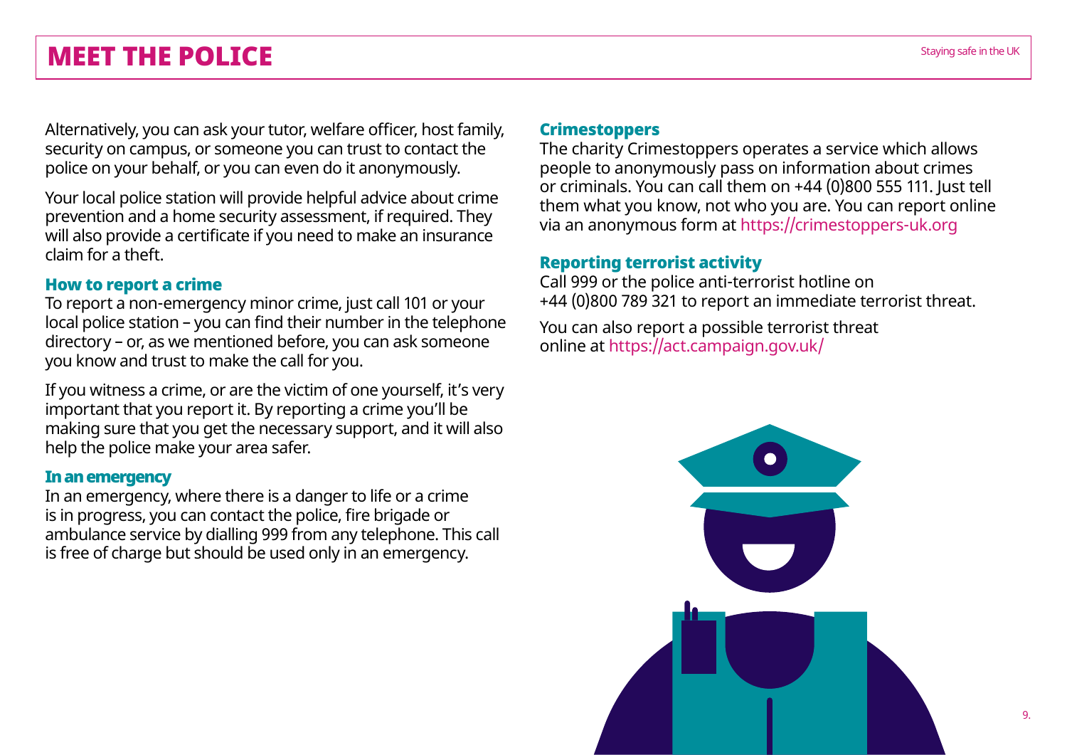# MEET THE POLICE

Alternatively, you can ask your tutor, welfare officer, host family, security on campus, or someone you can trust to contact the police on your behalf, or you can even do it anonymously.

Your local police station will provide helpful advice about crime prevention and a home security assessment, if required. They will also provide a certificate if you need to make an insurance claim for a theft.

### How to report a crime

To report a non-emergency minor crime, just call 101 or your local police station – you can find their number in the telephone directory – or, as we mentioned before, you can ask someone you know and trust to make the call for you.

If you witness a crime, or are the victim of one yourself, it's very important that you report it. By reporting a crime you'll be making sure that you get the necessary support, and it will also help the police make your area safer.

### In an emergency

In an emergency, where there is a danger to life or a crime is in progress, you can contact the police, fire brigade or ambulance service by dialling 999 from any telephone. This call is free of charge but should be used only in an emergency.

### Crimestoppers

The charity Crimestoppers operates a service which allows people to anonymously pass on information about crimes or criminals. You can call them on +44 (0)800 555 111. Just tell them what you know, not who you are. You can report online via an anonymous form at https://crimestoppers-uk.org

### Reporting terrorist activity

Call 999 or the police anti-terrorist hotline on +44 (0)800 789 321 to report an immediate terrorist threat.

You can also report a possible terrorist threat online at https://act.campaign.gov.uk/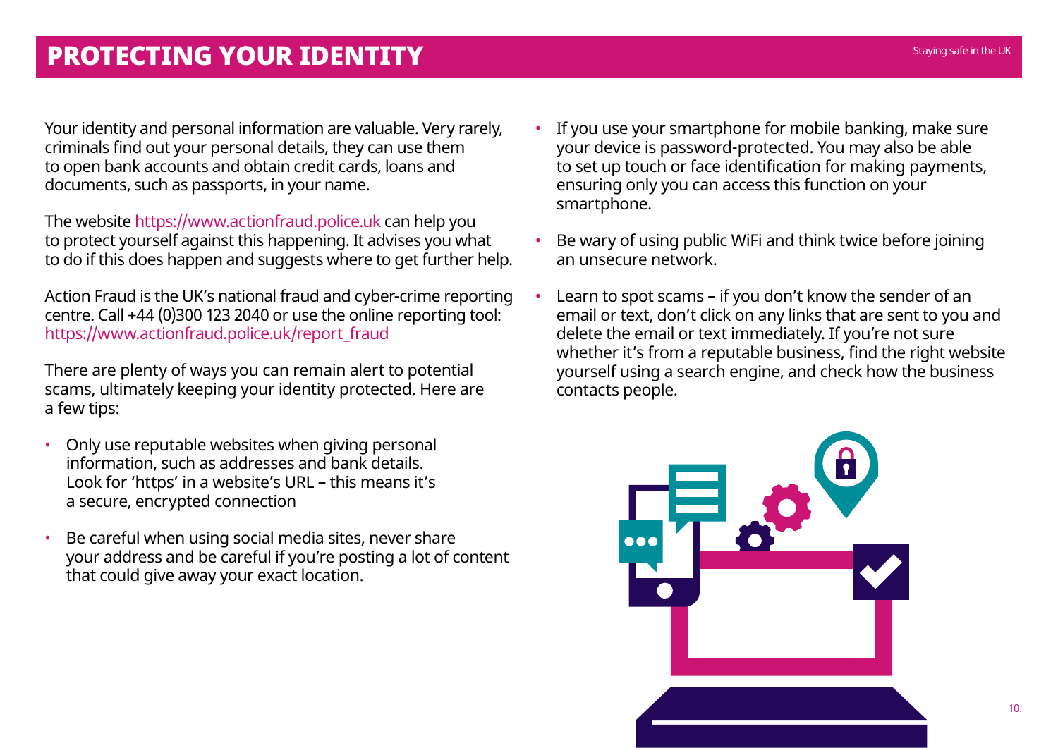# PROTECTING YOUR IDENTITY

Your identity and personal information are valuable. Very rarely, criminals find out your personal details, they can use them to open bank accounts and obtain credit cards, loans and documents, such as passports, in your name.

The website https://www.actionfraud.police.uk can help you to protect yourself against this happening. It advises you what to do if this does happen and suggests where to get further help.

Action Fraud is the UK's national fraud and cyber-crime reporting centre. Call +44 (0)300 123 2040 or use the online reporting tool: https://www.actionfraud.police.uk/report_fraud

There are plenty of ways you can remain alert to potential scams, ultimately keeping your identity protected. Here are a few tips:

- Only use reputable websites when giving personal information, such as addresses and bank details. Look for 'https' in a website's URL – this means it's a secure, encrypted connection
- Be careful when using social media sites, never share your address and be careful if you're posting a lot of content that could give away your exact location.
- If you use your smartphone for mobile banking, make sure your device is password-protected. You may also be able to set up touch or face identification for making payments, ensuring only you can access this function on your smartphone.
- Be wary of using public WiFi and think twice before joining an unsecure network.
- Learn to spot scams – if you don't know the sender of an email or text, don't click on any links that are sent to you and delete the email or text immediately. If you're not sure whether it's from a reputable business, find the right website yourself using a search engine, and check how the business contacts people.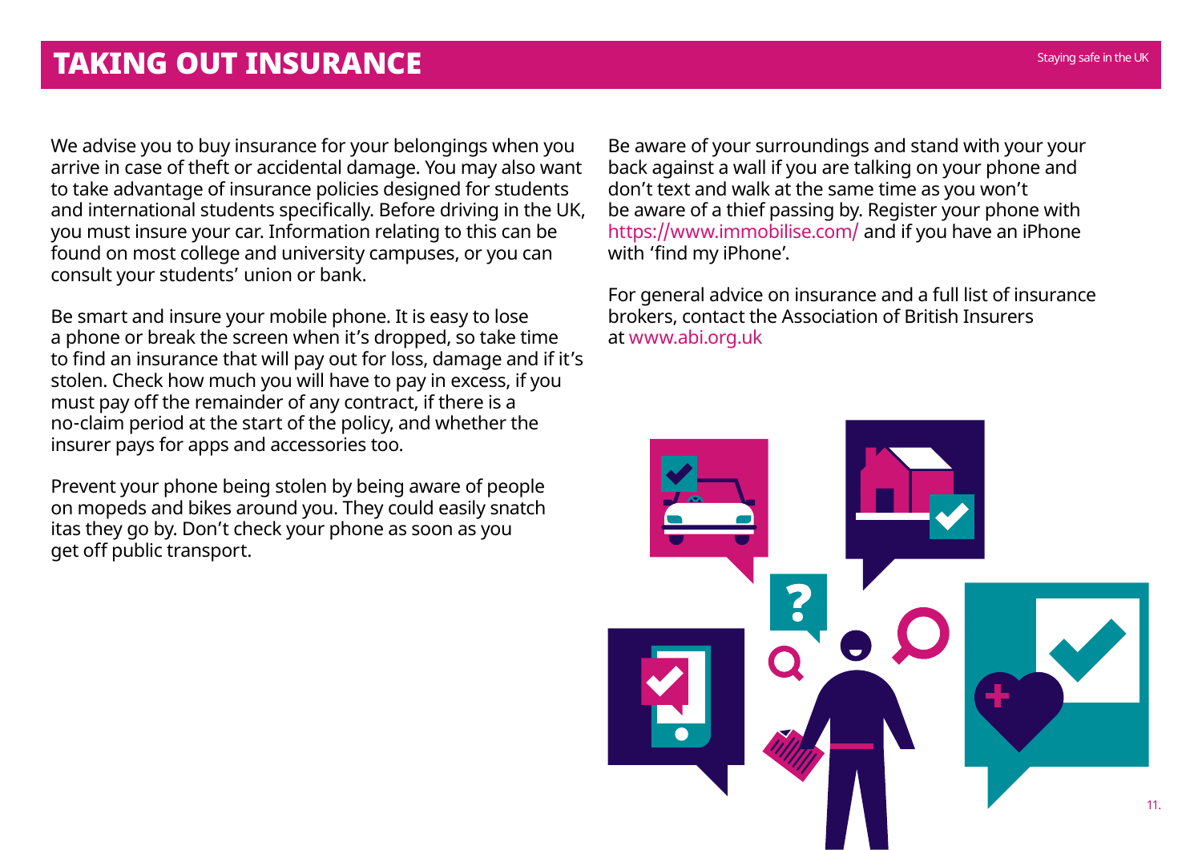# TAKING OUT INSURANCE

We advise you to buy insurance for your belongings when you arrive in case of theft or accidental damage. You may also want to take advantage of insurance policies designed for students and international students specifically. Before driving in the UK, you must insure your car. Information relating to this can be found on most college and university campuses, or you can consult your students' union or bank.

Be smart and insure your mobile phone. It is easy to lose a phone or break the screen when it's dropped, so take time to find an insurance that will pay out for loss, damage and if it's stolen. Check how much you will have to pay in excess, if you must pay off the remainder of any contract, if there is a no-claim period at the start of the policy, and whether the insurer pays for apps and accessories too.

Prevent your phone being stolen by being aware of people on mopeds and bikes around you. They could easily snatch itas they go by. Don't check your phone as soon as you get off public transport.

Be aware of your surroundings and stand with your your back against a wall if you are talking on your phone and don't text and walk at the same time as you won't be aware of a thief passing by. Register your phone with https://www.immobilise.com/ and if you have an iPhone with 'find my iPhone'.

For general advice on insurance and a full list of insurance brokers, contact the Association of British Insurers at www.abi.org.uk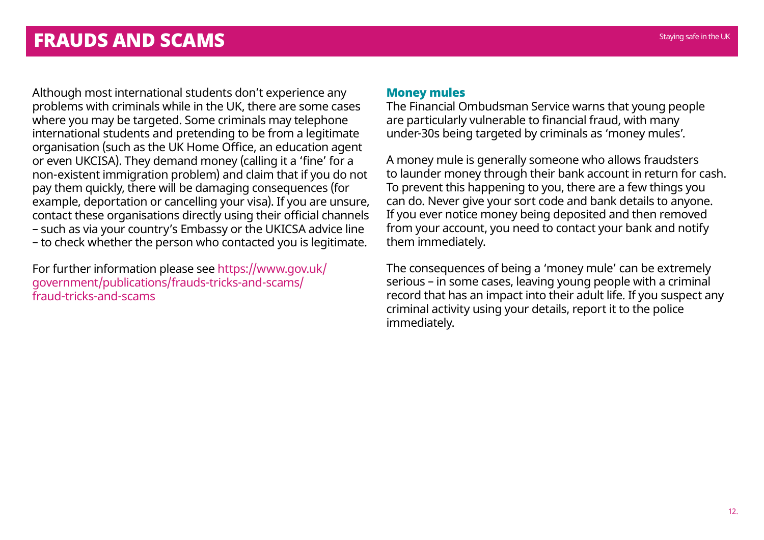# FRAUDS AND SCAMS

Although most international students don't experience any problems with criminals while in the UK, there are some cases where you may be targeted. Some criminals may telephone international students and pretending to be from a legitimate organisation (such as the UK Home Office, an education agent or even UKCISA). They demand money (calling it a 'fine' for a non-existent immigration problem) and claim that if you do not pay them quickly, there will be damaging consequences (for example, deportation or cancelling your visa). If you are unsure, contact these organisations directly using their official channels – such as via your country's Embassy or the UKICSA advice line – to check whether the person who contacted you is legitimate.

For further information please see https://www.gov.uk/government/publications/frauds-tricks-and-scams/fraud-tricks-and-scams

## Money mules

The Financial Ombudsman Service warns that young people are particularly vulnerable to financial fraud, with many under-30s being targeted by criminals as 'money mules'.

A money mule is generally someone who allows fraudsters to launder money through their bank account in return for cash. To prevent this happening to you, there are a few things you can do. Never give your sort code and bank details to anyone. If you ever notice money being deposited and then removed from your account, you need to contact your bank and notify them immediately.

The consequences of being a 'money mule' can be extremely serious – in some cases, leaving young people with a criminal record that has an impact into their adult life. If you suspect any criminal activity using your details, report it to the police immediately.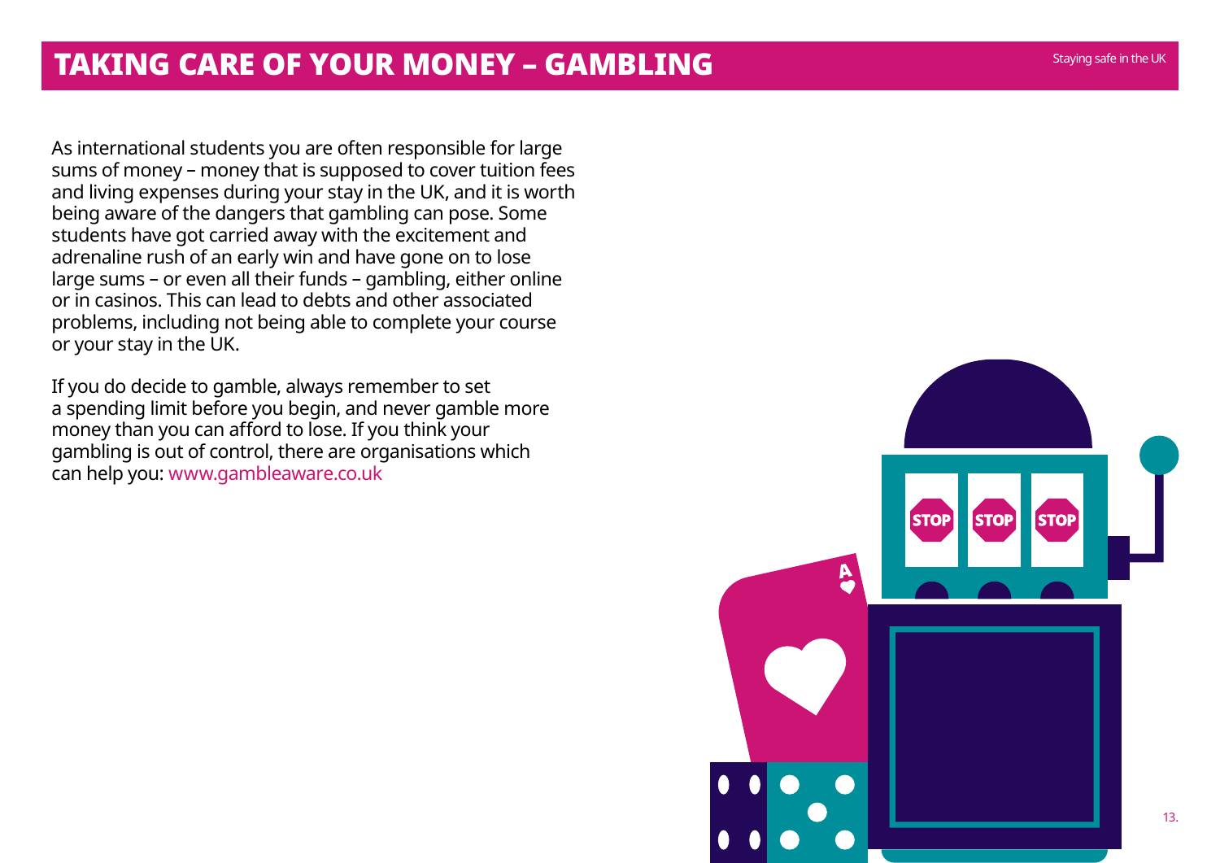# TAKING CARE OF YOUR MONEY – GAMBLING

As international students you are often responsible for large sums of money – money that is supposed to cover tuition fees and living expenses during your stay in the UK, and it is worth being aware of the dangers that gambling can pose. Some students have got carried away with the excitement and adrenaline rush of an early win and have gone on to lose large sums – or even all their funds – gambling, either online or in casinos. This can lead to debts and other associated problems, including not being able to complete your course or your stay in the UK.

If you do decide to gamble, always remember to set a spending limit before you begin, and never gamble more money than you can afford to lose. If you think your gambling is out of control, there are organisations which can help you: www.gambleaware.co.uk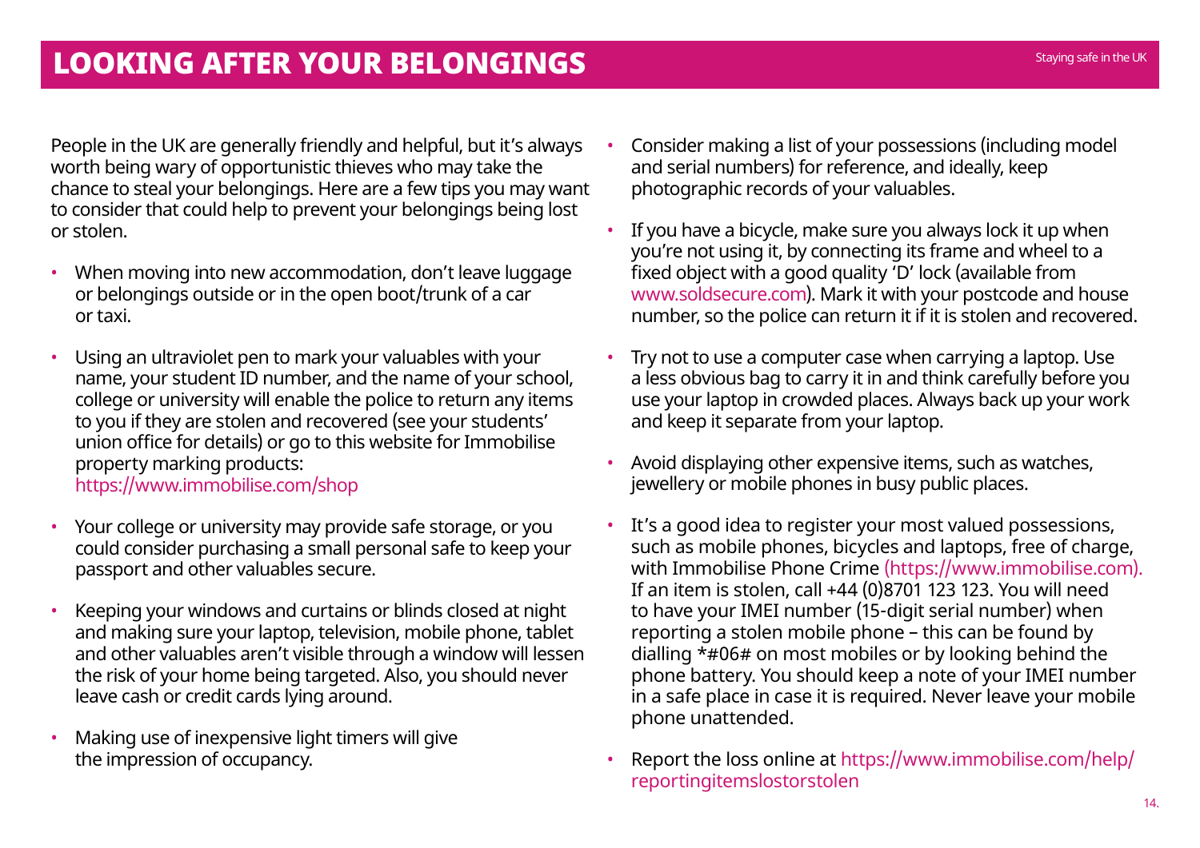# LOOKING AFTER YOUR BELONGINGS

People in the UK are generally friendly and helpful, but it's always worth being wary of opportunistic thieves who may take the chance to steal your belongings. Here are a few tips you may want to consider that could help to prevent your belongings being lost or stolen.

- When moving into new accommodation, don't leave luggage or belongings outside or in the open boot/trunk of a car or taxi.
- Using an ultraviolet pen to mark your valuables with your name, your student ID number, and the name of your school, college or university will enable the police to return any items to you if they are stolen and recovered (see your students' union office for details) or go to this website for Immobilise property marking products: https://www.immobilise.com/shop
- Your college or university may provide safe storage, or you could consider purchasing a small personal safe to keep your passport and other valuables secure.
- Keeping your windows and curtains or blinds closed at night and making sure your laptop, television, mobile phone, tablet and other valuables aren't visible through a window will lessen the risk of your home being targeted. Also, you should never leave cash or credit cards lying around.
- Making use of inexpensive light timers will give the impression of occupancy.
- Consider making a list of your possessions (including model and serial numbers) for reference, and ideally, keep photographic records of your valuables.
- If you have a bicycle, make sure you always lock it up when you're not using it, by connecting its frame and wheel to a fixed object with a good quality 'D' lock (available from www.soldsecure.com). Mark it with your postcode and house number, so the police can return it if it is stolen and recovered.
- Try not to use a computer case when carrying a laptop. Use a less obvious bag to carry it in and think carefully before you use your laptop in crowded places. Always back up your work and keep it separate from your laptop.
- Avoid displaying other expensive items, such as watches, jewellery or mobile phones in busy public places.
- It's a good idea to register your most valued possessions, such as mobile phones, bicycles and laptops, free of charge, with Immobilise Phone Crime (https://www.immobilise.com). If an item is stolen, call +44 (0)8701 123 123. You will need to have your IMEI number (15-digit serial number) when reporting a stolen mobile phone – this can be found by dialling *#06# on most mobiles or by looking behind the phone battery. You should keep a note of your IMEI number in a safe place in case it is required. Never leave your mobile phone unattended.
- Report the loss online at https://www.immobilise.com/help/reportingitemslostorstolen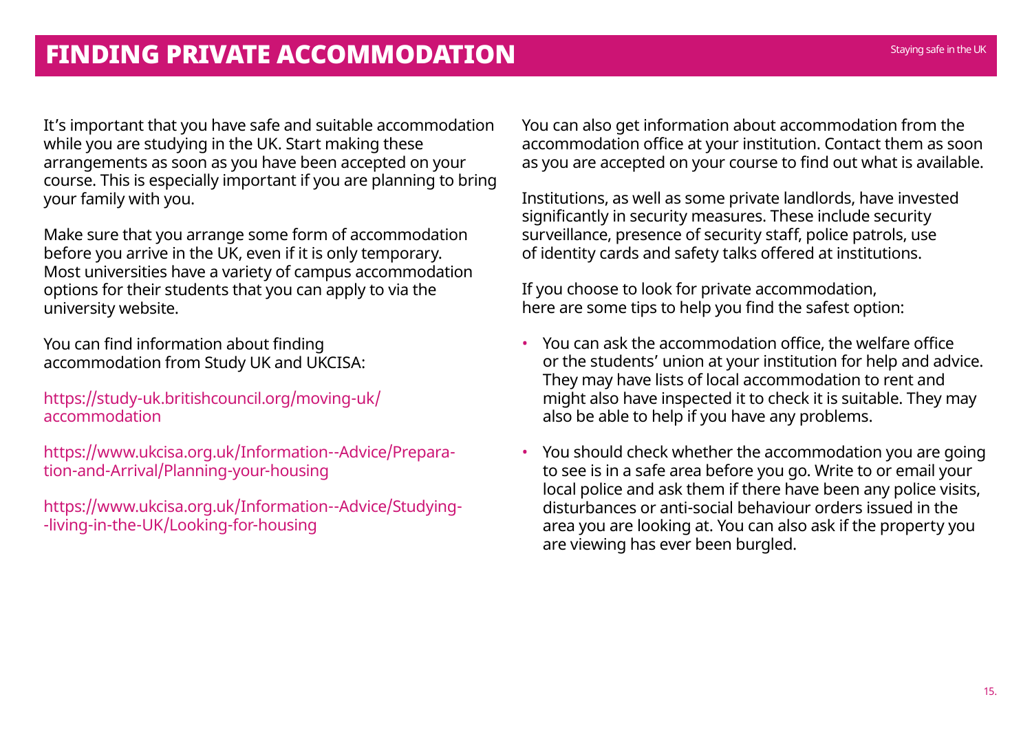# FINDING PRIVATE ACCOMMODATION

It's important that you have safe and suitable accommodation while you are studying in the UK. Start making these arrangements as soon as you have been accepted on your course. This is especially important if you are planning to bring your family with you.

Make sure that you arrange some form of accommodation before you arrive in the UK, even if it is only temporary. Most universities have a variety of campus accommodation options for their students that you can apply to via the university website.

You can find information about finding accommodation from Study UK and UKCISA:

https://study-uk.britishcouncil.org/moving-uk/accommodation

https://www.ukcisa.org.uk/Information--Advice/Preparation-and-Arrival/Planning-your-housing

https://www.ukcisa.org.uk/Information--Advice/Studying--living-in-the-UK/Looking-for-housing

You can also get information about accommodation from the accommodation office at your institution. Contact them as soon as you are accepted on your course to find out what is available.

Institutions, as well as some private landlords, have invested significantly in security measures. These include security surveillance, presence of security staff, police patrols, use of identity cards and safety talks offered at institutions.

If you choose to look for private accommodation, here are some tips to help you find the safest option:

- You can ask the accommodation office, the welfare office or the students' union at your institution for help and advice. They may have lists of local accommodation to rent and might also have inspected it to check it is suitable. They may also be able to help if you have any problems.
- You should check whether the accommodation you are going to see is in a safe area before you go. Write to or email your local police and ask them if there have been any police visits, disturbances or anti-social behaviour orders issued in the area you are looking at. You can also ask if the property you are viewing has ever been burgled.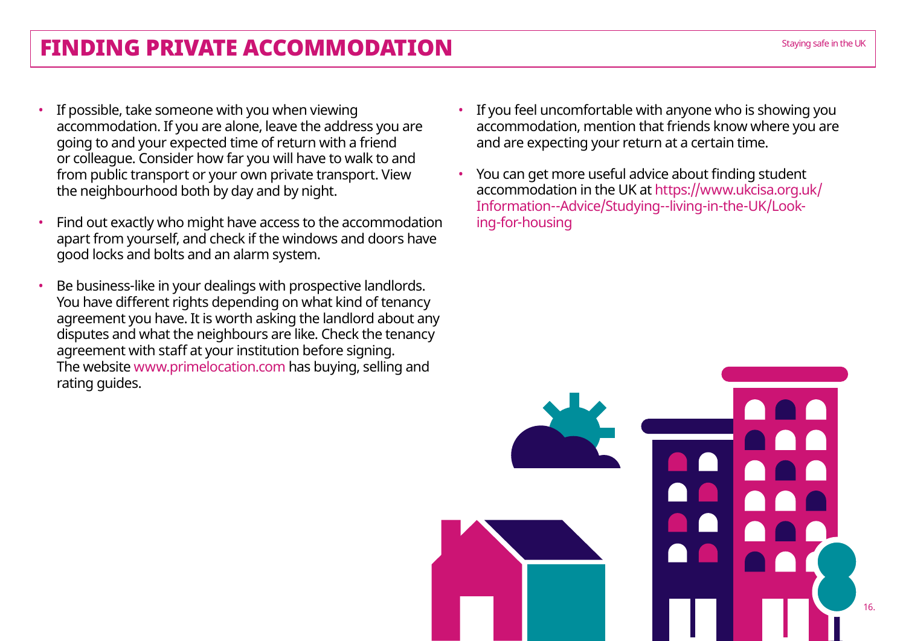# FINDING PRIVATE ACCOMMODATION

- If possible, take someone with you when viewing accommodation. If you are alone, leave the address you are going to and your expected time of return with a friend or colleague. Consider how far you will have to walk to and from public transport or your own private transport. View the neighbourhood both by day and by night.

- Find out exactly who might have access to the accommodation apart from yourself, and check if the windows and doors have good locks and bolts and an alarm system.

- Be business-like in your dealings with prospective landlords. You have different rights depending on what kind of tenancy agreement you have. It is worth asking the landlord about any disputes and what the neighbours are like. Check the tenancy agreement with staff at your institution before signing. The website www.primelocation.com has buying, selling and rating guides.

- If you feel uncomfortable with anyone who is showing you accommodation, mention that friends know where you are and are expecting your return at a certain time.

- You can get more useful advice about finding student accommodation in the UK at https://www.ukcisa.org.uk/Information--Advice/Studying--living-in-the-UK/Looking-for-housing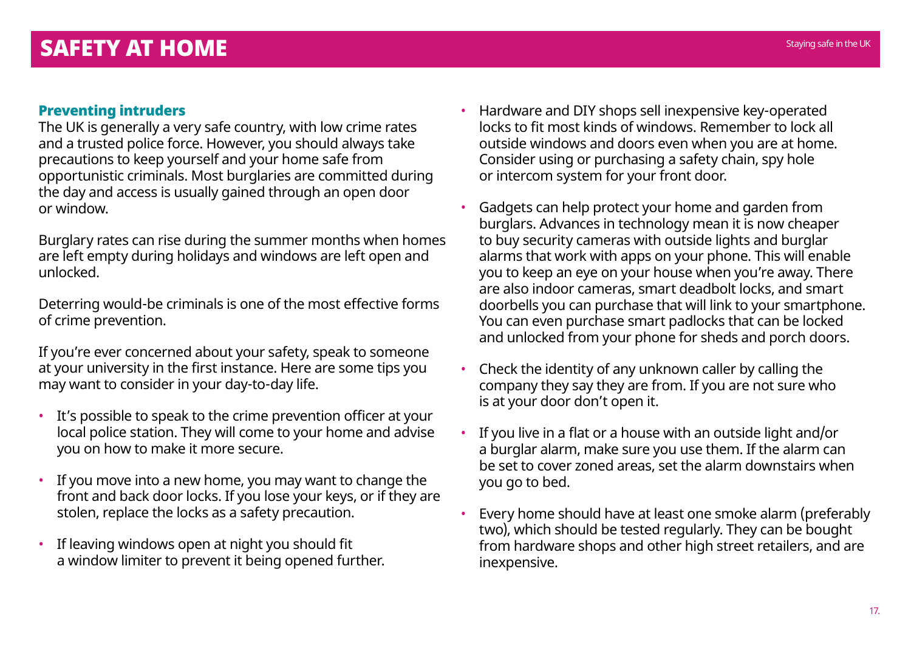# SAFETY AT HOME

## Preventing intruders

The UK is generally a very safe country, with low crime rates and a trusted police force. However, you should always take precautions to keep yourself and your home safe from opportunistic criminals. Most burglaries are committed during the day and access is usually gained through an open door or window.

Burglary rates can rise during the summer months when homes are left empty during holidays and windows are left open and unlocked.

Deterring would-be criminals is one of the most effective forms of crime prevention.

If you're ever concerned about your safety, speak to someone at your university in the first instance. Here are some tips you may want to consider in your day-to-day life.

- It's possible to speak to the crime prevention officer at your local police station. They will come to your home and advise you on how to make it more secure.
- If you move into a new home, you may want to change the front and back door locks. If you lose your keys, or if they are stolen, replace the locks as a safety precaution.
- If leaving windows open at night you should fit a window limiter to prevent it being opened further.
- Hardware and DIY shops sell inexpensive key-operated locks to fit most kinds of windows. Remember to lock all outside windows and doors even when you are at home. Consider using or purchasing a safety chain, spy hole or intercom system for your front door.
- Gadgets can help protect your home and garden from burglars. Advances in technology mean it is now cheaper to buy security cameras with outside lights and burglar alarms that work with apps on your phone. This will enable you to keep an eye on your house when you're away. There are also indoor cameras, smart deadbolt locks, and smart doorbells you can purchase that will link to your smartphone. You can even purchase smart padlocks that can be locked and unlocked from your phone for sheds and porch doors.
- Check the identity of any unknown caller by calling the company they say they are from. If you are not sure who is at your door don't open it.
- If you live in a flat or a house with an outside light and/or a burglar alarm, make sure you use them. If the alarm can be set to cover zoned areas, set the alarm downstairs when you go to bed.
- Every home should have at least one smoke alarm (preferably two), which should be tested regularly. They can be bought from hardware shops and other high street retailers, and are inexpensive.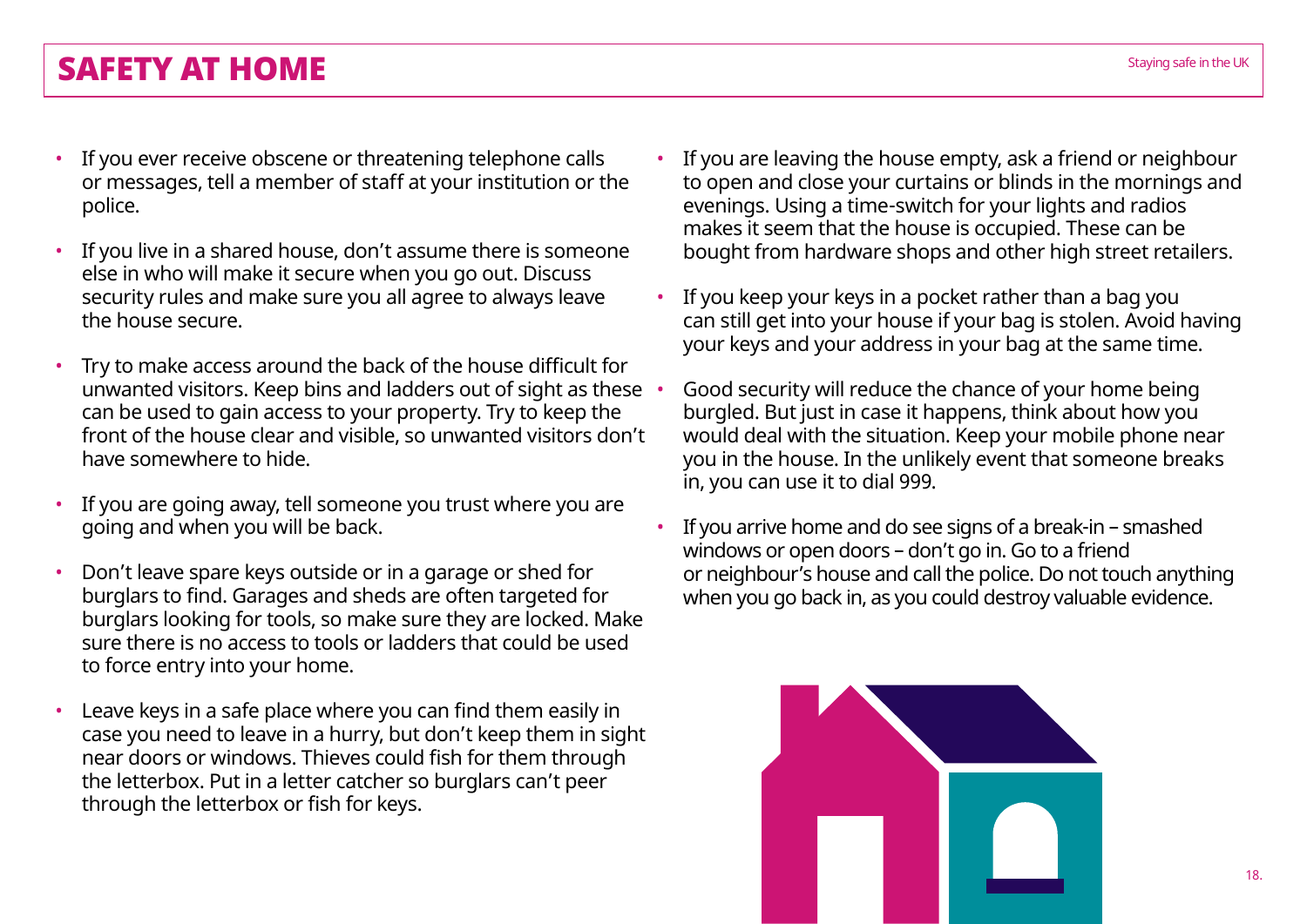# SAFETY AT HOME

- If you ever receive obscene or threatening telephone calls or messages, tell a member of staff at your institution or the police.
- If you live in a shared house, don't assume there is someone else in who will make it secure when you go out. Discuss security rules and make sure you all agree to always leave the house secure.
- Try to make access around the back of the house difficult for unwanted visitors. Keep bins and ladders out of sight as these can be used to gain access to your property. Try to keep the front of the house clear and visible, so unwanted visitors don't have somewhere to hide.
- If you are going away, tell someone you trust where you are going and when you will be back.
- Don't leave spare keys outside or in a garage or shed for burglars to find. Garages and sheds are often targeted for burglars looking for tools, so make sure they are locked. Make sure there is no access to tools or ladders that could be used to force entry into your home.
- Leave keys in a safe place where you can find them easily in case you need to leave in a hurry, but don't keep them in sight near doors or windows. Thieves could fish for them through the letterbox. Put in a letter catcher so burglars can't peer through the letterbox or fish for keys.
- If you are leaving the house empty, ask a friend or neighbour to open and close your curtains or blinds in the mornings and evenings. Using a time-switch for your lights and radios makes it seem that the house is occupied. These can be bought from hardware shops and other high street retailers.
- If you keep your keys in a pocket rather than a bag you can still get into your house if your bag is stolen. Avoid having your keys and your address in your bag at the same time.
- Good security will reduce the chance of your home being burgled. But just in case it happens, think about how you would deal with the situation. Keep your mobile phone near you in the house. In the unlikely event that someone breaks in, you can use it to dial 999.
- If you arrive home and do see signs of a break-in – smashed windows or open doors – don't go in. Go to a friend or neighbour's house and call the police. Do not touch anything when you go back in, as you could destroy valuable evidence.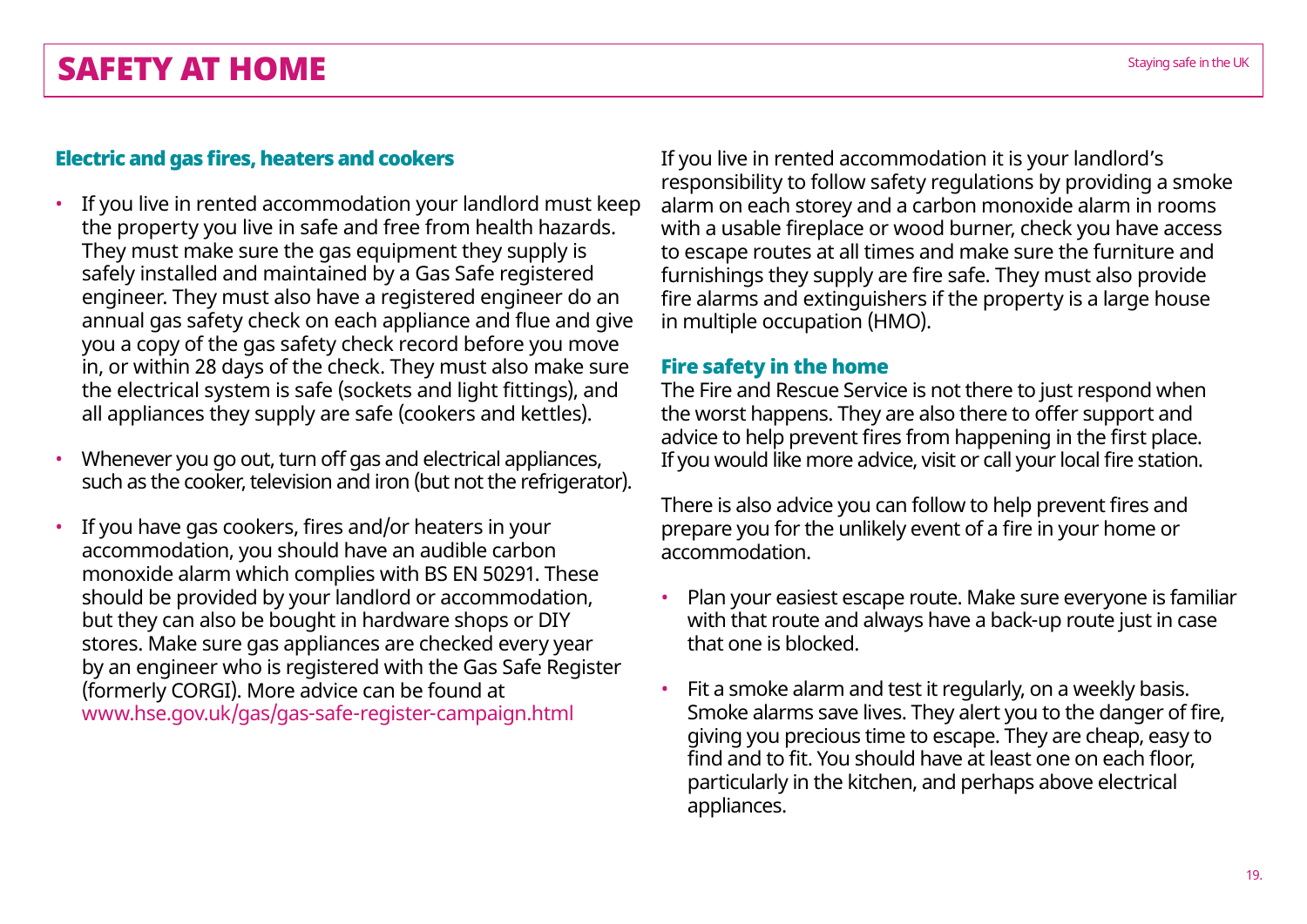# SAFETY AT HOME

### Electric and gas fires, heaters and cookers

- If you live in rented accommodation your landlord must keep the property you live in safe and free from health hazards. They must make sure the gas equipment they supply is safely installed and maintained by a Gas Safe registered engineer. They must also have a registered engineer do an annual gas safety check on each appliance and flue and give you a copy of the gas safety check record before you move in, or within 28 days of the check. They must also make sure the electrical system is safe (sockets and light fittings), and all appliances they supply are safe (cookers and kettles).
- Whenever you go out, turn off gas and electrical appliances, such as the cooker, television and iron (but not the refrigerator).
- If you have gas cookers, fires and/or heaters in your accommodation, you should have an audible carbon monoxide alarm which complies with BS EN 50291. These should be provided by your landlord or accommodation, but they can also be bought in hardware shops or DIY stores. Make sure gas appliances are checked every year by an engineer who is registered with the Gas Safe Register (formerly CORGI). More advice can be found at www.hse.gov.uk/gas/gas-safe-register-campaign.html

If you live in rented accommodation it is your landlord's responsibility to follow safety regulations by providing a smoke alarm on each storey and a carbon monoxide alarm in rooms with a usable fireplace or wood burner, check you have access to escape routes at all times and make sure the furniture and furnishings they supply are fire safe. They must also provide fire alarms and extinguishers if the property is a large house in multiple occupation (HMO).

### Fire safety in the home

The Fire and Rescue Service is not there to just respond when the worst happens. They are also there to offer support and advice to help prevent fires from happening in the first place. If you would like more advice, visit or call your local fire station.

There is also advice you can follow to help prevent fires and prepare you for the unlikely event of a fire in your home or accommodation.

- Plan your easiest escape route. Make sure everyone is familiar with that route and always have a back-up route just in case that one is blocked.
- Fit a smoke alarm and test it regularly, on a weekly basis. Smoke alarms save lives. They alert you to the danger of fire, giving you precious time to escape. They are cheap, easy to find and to fit. You should have at least one on each floor, particularly in the kitchen, and perhaps above electrical appliances.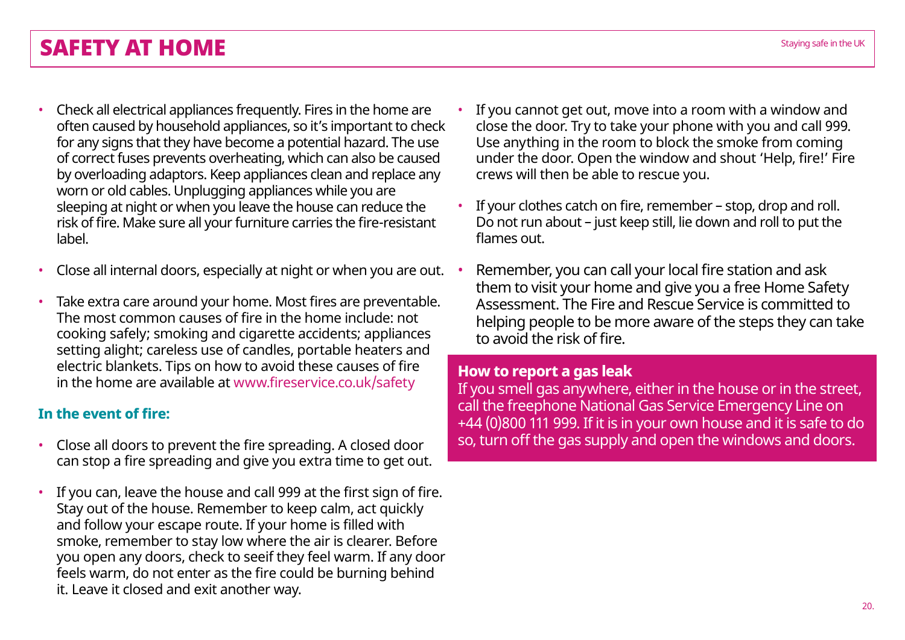# SAFETY AT HOME

- Check all electrical appliances frequently. Fires in the home are often caused by household appliances, so it's important to check for any signs that they have become a potential hazard. The use of correct fuses prevents overheating, which can also be caused by overloading adaptors. Keep appliances clean and replace any worn or old cables. Unplugging appliances while you are sleeping at night or when you leave the house can reduce the risk of fire. Make sure all your furniture carries the fire-resistant label.
- Close all internal doors, especially at night or when you are out.
- Take extra care around your home. Most fires are preventable. The most common causes of fire in the home include: not cooking safely; smoking and cigarette accidents; appliances setting alight; careless use of candles, portable heaters and electric blankets. Tips on how to avoid these causes of fire in the home are available at www.fireservice.co.uk/safety

### In the event of fire:

- Close all doors to prevent the fire spreading. A closed door can stop a fire spreading and give you extra time to get out.
- If you can, leave the house and call 999 at the first sign of fire. Stay out of the house. Remember to keep calm, act quickly and follow your escape route. If your home is filled with smoke, remember to stay low where the air is clearer. Before you open any doors, check to seeif they feel warm. If any door feels warm, do not enter as the fire could be burning behind it. Leave it closed and exit another way.
- If you cannot get out, move into a room with a window and close the door. Try to take your phone with you and call 999. Use anything in the room to block the smoke from coming under the door. Open the window and shout 'Help, fire!' Fire crews will then be able to rescue you.
- If your clothes catch on fire, remember – stop, drop and roll. Do not run about – just keep still, lie down and roll to put the flames out.
- Remember, you can call your local fire station and ask them to visit your home and give you a free Home Safety Assessment. The Fire and Rescue Service is committed to helping people to be more aware of the steps they can take to avoid the risk of fire.

**How to report a gas leak**

If you smell gas anywhere, either in the house or in the street, call the freephone National Gas Service Emergency Line on +44 (0)800 111 999. If it is in your own house and it is safe to do so, turn off the gas supply and open the windows and doors.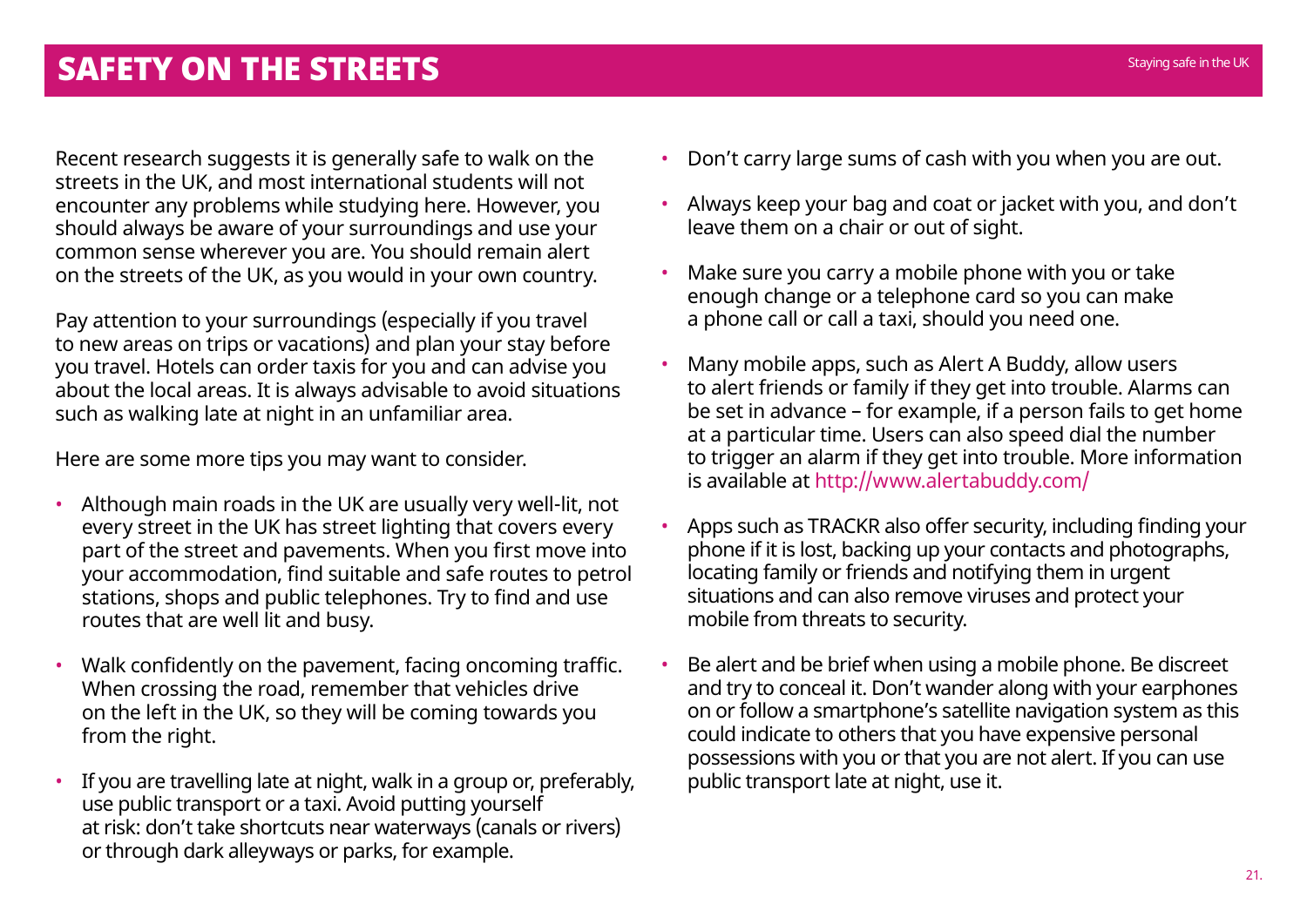# SAFETY ON THE STREETS

Recent research suggests it is generally safe to walk on the streets in the UK, and most international students will not encounter any problems while studying here. However, you should always be aware of your surroundings and use your common sense wherever you are. You should remain alert on the streets of the UK, as you would in your own country.

Pay attention to your surroundings (especially if you travel to new areas on trips or vacations) and plan your stay before you travel. Hotels can order taxis for you and can advise you about the local areas. It is always advisable to avoid situations such as walking late at night in an unfamiliar area.

Here are some more tips you may want to consider.

- Although main roads in the UK are usually very well-lit, not every street in the UK has street lighting that covers every part of the street and pavements. When you first move into your accommodation, find suitable and safe routes to petrol stations, shops and public telephones. Try to find and use routes that are well lit and busy.
- Walk confidently on the pavement, facing oncoming traffic. When crossing the road, remember that vehicles drive on the left in the UK, so they will be coming towards you from the right.
- If you are travelling late at night, walk in a group or, preferably, use public transport or a taxi. Avoid putting yourself at risk: don't take shortcuts near waterways (canals or rivers) or through dark alleyways or parks, for example.
- Don't carry large sums of cash with you when you are out.
- Always keep your bag and coat or jacket with you, and don't leave them on a chair or out of sight.
- Make sure you carry a mobile phone with you or take enough change or a telephone card so you can make a phone call or call a taxi, should you need one.
- Many mobile apps, such as Alert A Buddy, allow users to alert friends or family if they get into trouble. Alarms can be set in advance – for example, if a person fails to get home at a particular time. Users can also speed dial the number to trigger an alarm if they get into trouble. More information is available at http://www.alertabuddy.com/
- Apps such as TRACKR also offer security, including finding your phone if it is lost, backing up your contacts and photographs, locating family or friends and notifying them in urgent situations and can also remove viruses and protect your mobile from threats to security.
- Be alert and be brief when using a mobile phone. Be discreet and try to conceal it. Don't wander along with your earphones on or follow a smartphone's satellite navigation system as this could indicate to others that you have expensive personal possessions with you or that you are not alert. If you can use public transport late at night, use it.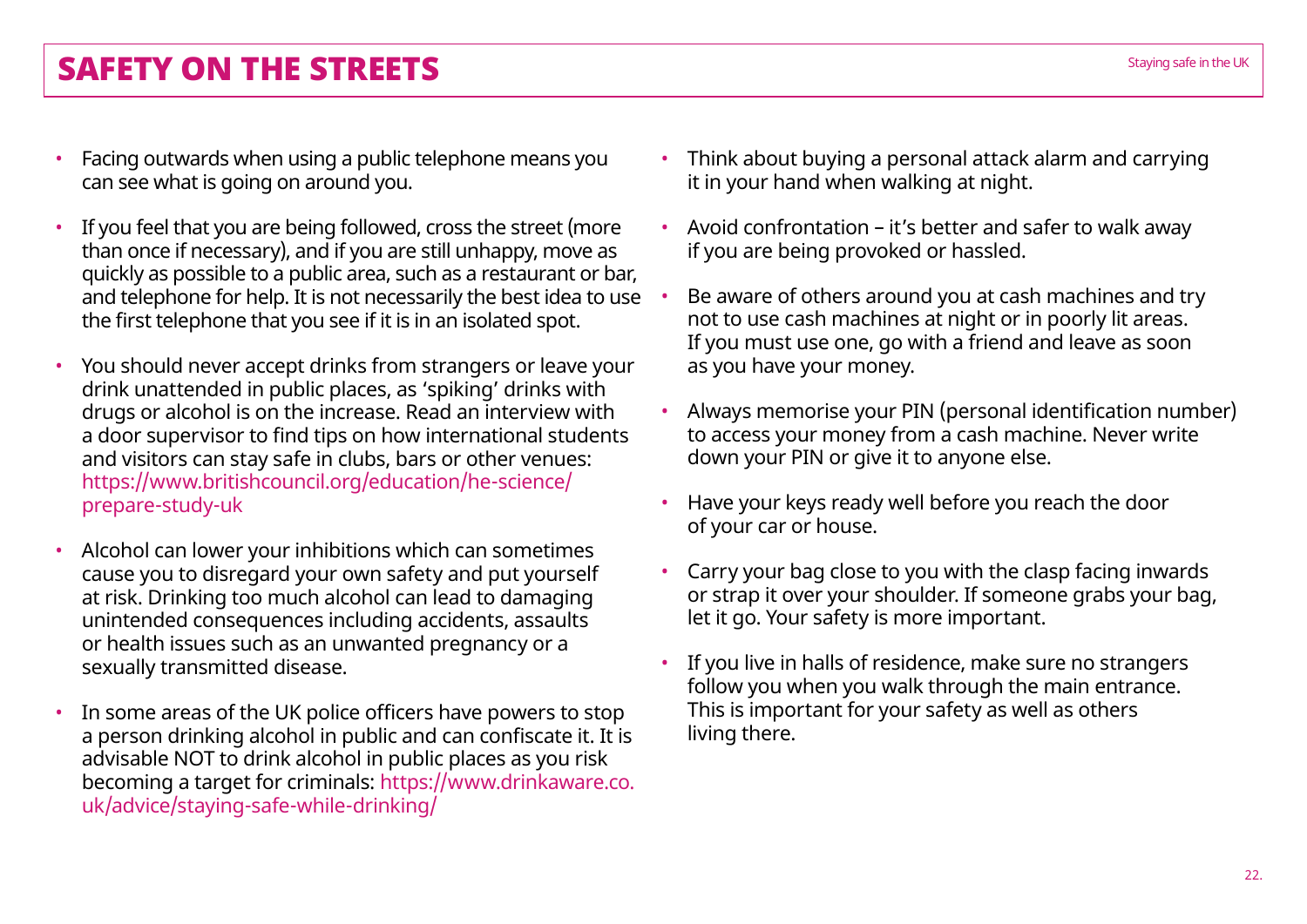# SAFETY ON THE STREETS

- Facing outwards when using a public telephone means you can see what is going on around you.
- If you feel that you are being followed, cross the street (more than once if necessary), and if you are still unhappy, move as quickly as possible to a public area, such as a restaurant or bar, and telephone for help. It is not necessarily the best idea to use the first telephone that you see if it is in an isolated spot.
- You should never accept drinks from strangers or leave your drink unattended in public places, as 'spiking' drinks with drugs or alcohol is on the increase. Read an interview with a door supervisor to find tips on how international students and visitors can stay safe in clubs, bars or other venues: https://www.britishcouncil.org/education/he-science/prepare-study-uk
- Alcohol can lower your inhibitions which can sometimes cause you to disregard your own safety and put yourself at risk. Drinking too much alcohol can lead to damaging unintended consequences including accidents, assaults or health issues such as an unwanted pregnancy or a sexually transmitted disease.
- In some areas of the UK police officers have powers to stop a person drinking alcohol in public and can confiscate it. It is advisable NOT to drink alcohol in public places as you risk becoming a target for criminals: https://www.drinkaware.co.uk/advice/staying-safe-while-drinking/
- Think about buying a personal attack alarm and carrying it in your hand when walking at night.
- Avoid confrontation – it's better and safer to walk away if you are being provoked or hassled.
- Be aware of others around you at cash machines and try not to use cash machines at night or in poorly lit areas. If you must use one, go with a friend and leave as soon as you have your money.
- Always memorise your PIN (personal identification number) to access your money from a cash machine. Never write down your PIN or give it to anyone else.
- Have your keys ready well before you reach the door of your car or house.
- Carry your bag close to you with the clasp facing inwards or strap it over your shoulder. If someone grabs your bag, let it go. Your safety is more important.
- If you live in halls of residence, make sure no strangers follow you when you walk through the main entrance. This is important for your safety as well as others living there.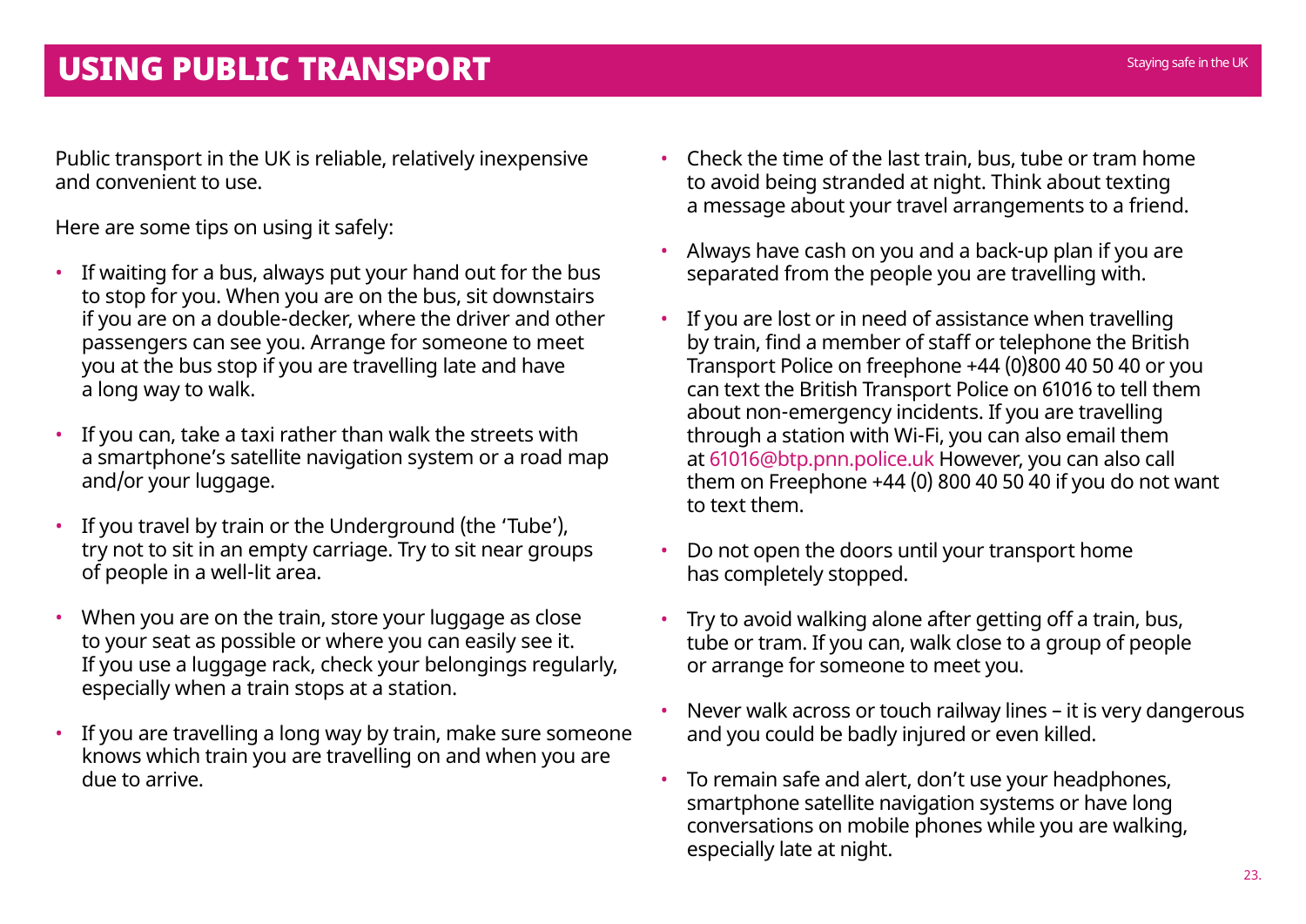# USING PUBLIC TRANSPORT

Public transport in the UK is reliable, relatively inexpensive and convenient to use.

Here are some tips on using it safely:

- If waiting for a bus, always put your hand out for the bus to stop for you. When you are on the bus, sit downstairs if you are on a double-decker, where the driver and other passengers can see you. Arrange for someone to meet you at the bus stop if you are travelling late and have a long way to walk.
- If you can, take a taxi rather than walk the streets with a smartphone's satellite navigation system or a road map and/or your luggage.
- If you travel by train or the Underground (the 'Tube'), try not to sit in an empty carriage. Try to sit near groups of people in a well-lit area.
- When you are on the train, store your luggage as close to your seat as possible or where you can easily see it. If you use a luggage rack, check your belongings regularly, especially when a train stops at a station.
- If you are travelling a long way by train, make sure someone knows which train you are travelling on and when you are due to arrive.
- Check the time of the last train, bus, tube or tram home to avoid being stranded at night. Think about texting a message about your travel arrangements to a friend.
- Always have cash on you and a back-up plan if you are separated from the people you are travelling with.
- If you are lost or in need of assistance when travelling by train, find a member of staff or telephone the British Transport Police on freephone +44 (0)800 40 50 40 or you can text the British Transport Police on 61016 to tell them about non-emergency incidents. If you are travelling through a station with Wi-Fi, you can also email them at 61016@btp.pnn.police.uk However, you can also call them on Freephone +44 (0) 800 40 50 40 if you do not want to text them.
- Do not open the doors until your transport home has completely stopped.
- Try to avoid walking alone after getting off a train, bus, tube or tram. If you can, walk close to a group of people or arrange for someone to meet you.
- Never walk across or touch railway lines – it is very dangerous and you could be badly injured or even killed.
- To remain safe and alert, don't use your headphones, smartphone satellite navigation systems or have long conversations on mobile phones while you are walking, especially late at night.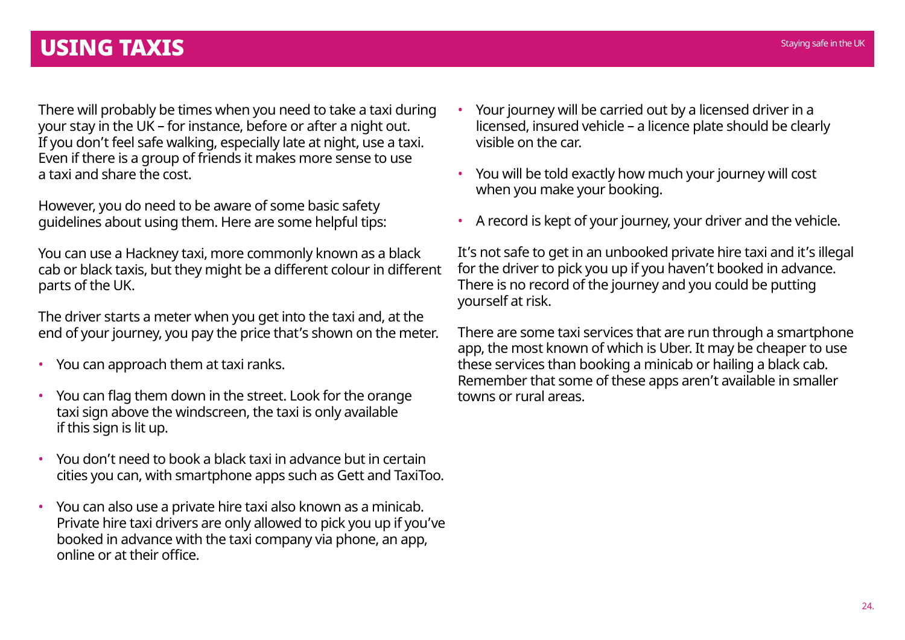# USING TAXIS

There will probably be times when you need to take a taxi during your stay in the UK – for instance, before or after a night out. If you don't feel safe walking, especially late at night, use a taxi. Even if there is a group of friends it makes more sense to use a taxi and share the cost.

However, you do need to be aware of some basic safety guidelines about using them. Here are some helpful tips:

You can use a Hackney taxi, more commonly known as a black cab or black taxis, but they might be a different colour in different parts of the UK.

The driver starts a meter when you get into the taxi and, at the end of your journey, you pay the price that's shown on the meter.

- You can approach them at taxi ranks.
- You can flag them down in the street. Look for the orange taxi sign above the windscreen, the taxi is only available if this sign is lit up.
- You don't need to book a black taxi in advance but in certain cities you can, with smartphone apps such as Gett and TaxiToo.
- You can also use a private hire taxi also known as a minicab. Private hire taxi drivers are only allowed to pick you up if you've booked in advance with the taxi company via phone, an app, online or at their office.
- Your journey will be carried out by a licensed driver in a licensed, insured vehicle – a licence plate should be clearly visible on the car.
- You will be told exactly how much your journey will cost when you make your booking.
- A record is kept of your journey, your driver and the vehicle.

It's not safe to get in an unbooked private hire taxi and it's illegal for the driver to pick you up if you haven't booked in advance. There is no record of the journey and you could be putting yourself at risk.

There are some taxi services that are run through a smartphone app, the most known of which is Uber. It may be cheaper to use these services than booking a minicab or hailing a black cab. Remember that some of these apps aren't available in smaller towns or rural areas.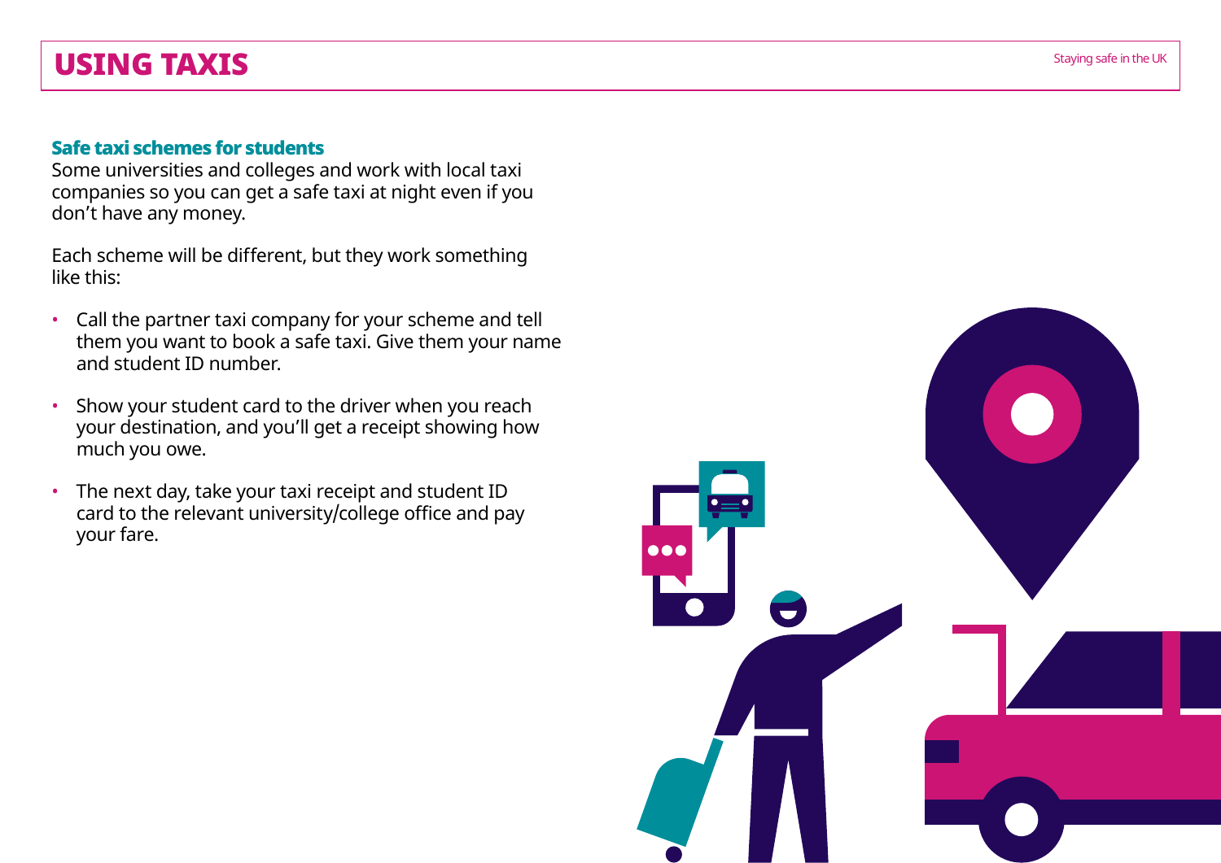# USING TAXIS

### Safe taxi schemes for students

Some universities and colleges and work with local taxi companies so you can get a safe taxi at night even if you don't have any money.

Each scheme will be different, but they work something like this:

- Call the partner taxi company for your scheme and tell them you want to book a safe taxi. Give them your name and student ID number.
- Show your student card to the driver when you reach your destination, and you'll get a receipt showing how much you owe.
- The next day, take your taxi receipt and student ID card to the relevant university/college office and pay your fare.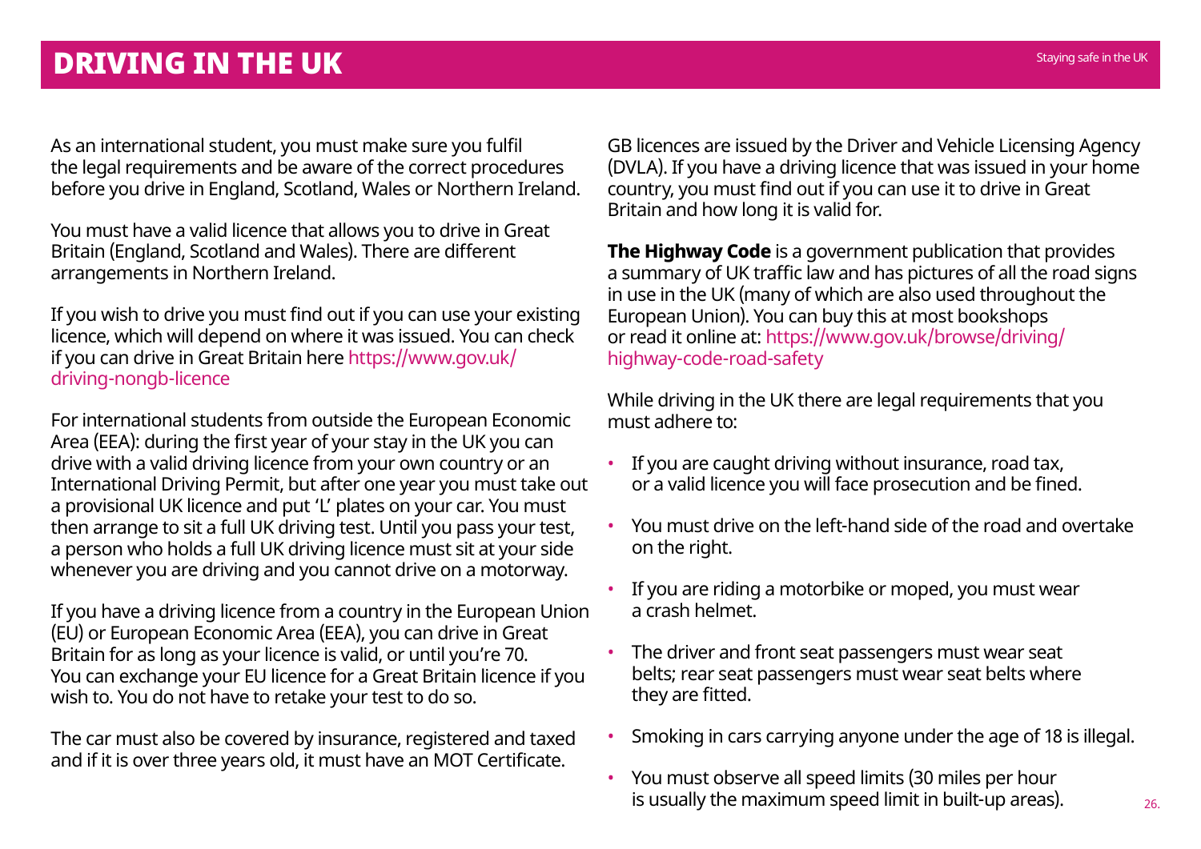# DRIVING IN THE UK

As an international student, you must make sure you fulfil the legal requirements and be aware of the correct procedures before you drive in England, Scotland, Wales or Northern Ireland.

You must have a valid licence that allows you to drive in Great Britain (England, Scotland and Wales). There are different arrangements in Northern Ireland.

If you wish to drive you must find out if you can use your existing licence, which will depend on where it was issued. You can check if you can drive in Great Britain here https://www.gov.uk/driving-nongb-licence

For international students from outside the European Economic Area (EEA): during the first year of your stay in the UK you can drive with a valid driving licence from your own country or an International Driving Permit, but after one year you must take out a provisional UK licence and put 'L' plates on your car. You must then arrange to sit a full UK driving test. Until you pass your test, a person who holds a full UK driving licence must sit at your side whenever you are driving and you cannot drive on a motorway.

If you have a driving licence from a country in the European Union (EU) or European Economic Area (EEA), you can drive in Great Britain for as long as your licence is valid, or until you're 70. You can exchange your EU licence for a Great Britain licence if you wish to. You do not have to retake your test to do so.

The car must also be covered by insurance, registered and taxed and if it is over three years old, it must have an MOT Certificate.

GB licences are issued by the Driver and Vehicle Licensing Agency (DVLA). If you have a driving licence that was issued in your home country, you must find out if you can use it to drive in Great Britain and how long it is valid for.

**The Highway Code** is a government publication that provides a summary of UK traffic law and has pictures of all the road signs in use in the UK (many of which are also used throughout the European Union). You can buy this at most bookshops or read it online at: https://www.gov.uk/browse/driving/highway-code-road-safety

While driving in the UK there are legal requirements that you must adhere to:

- If you are caught driving without insurance, road tax, or a valid licence you will face prosecution and be fined.
- You must drive on the left-hand side of the road and overtake on the right.
- If you are riding a motorbike or moped, you must wear a crash helmet.
- The driver and front seat passengers must wear seat belts; rear seat passengers must wear seat belts where they are fitted.
- Smoking in cars carrying anyone under the age of 18 is illegal.
- You must observe all speed limits (30 miles per hour is usually the maximum speed limit in built-up areas).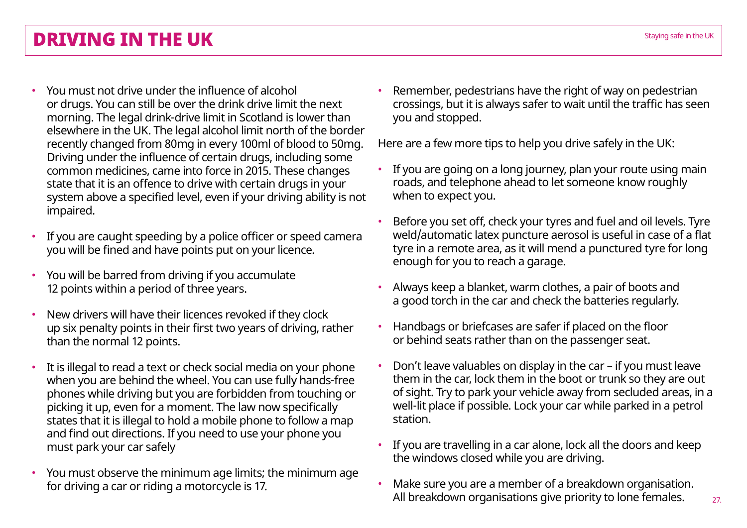# DRIVING IN THE UK

- You must not drive under the influence of alcohol or drugs. You can still be over the drink drive limit the next morning. The legal drink-drive limit in Scotland is lower than elsewhere in the UK. The legal alcohol limit north of the border recently changed from 80mg in every 100ml of blood to 50mg. Driving under the influence of certain drugs, including some common medicines, came into force in 2015. These changes state that it is an offence to drive with certain drugs in your system above a specified level, even if your driving ability is not impaired.

- If you are caught speeding by a police officer or speed camera you will be fined and have points put on your licence.

- You will be barred from driving if you accumulate 12 points within a period of three years.

- New drivers will have their licences revoked if they clock up six penalty points in their first two years of driving, rather than the normal 12 points.

- It is illegal to read a text or check social media on your phone when you are behind the wheel. You can use fully hands-free phones while driving but you are forbidden from touching or picking it up, even for a moment. The law now specifically states that it is illegal to hold a mobile phone to follow a map and find out directions. If you need to use your phone you must park your car safely

- You must observe the minimum age limits; the minimum age for driving a car or riding a motorcycle is 17.

- Remember, pedestrians have the right of way on pedestrian crossings, but it is always safer to wait until the traffic has seen you and stopped.

Here are a few more tips to help you drive safely in the UK:

- If you are going on a long journey, plan your route using main roads, and telephone ahead to let someone know roughly when to expect you.

- Before you set off, check your tyres and fuel and oil levels. Tyre weld/automatic latex puncture aerosol is useful in case of a flat tyre in a remote area, as it will mend a punctured tyre for long enough for you to reach a garage.

- Always keep a blanket, warm clothes, a pair of boots and a good torch in the car and check the batteries regularly.

- Handbags or briefcases are safer if placed on the floor or behind seats rather than on the passenger seat.

- Don't leave valuables on display in the car – if you must leave them in the car, lock them in the boot or trunk so they are out of sight. Try to park your vehicle away from secluded areas, in a well-lit place if possible. Lock your car while parked in a petrol station.

- If you are travelling in a car alone, lock all the doors and keep the windows closed while you are driving.

- Make sure you are a member of a breakdown organisation. All breakdown organisations give priority to lone females.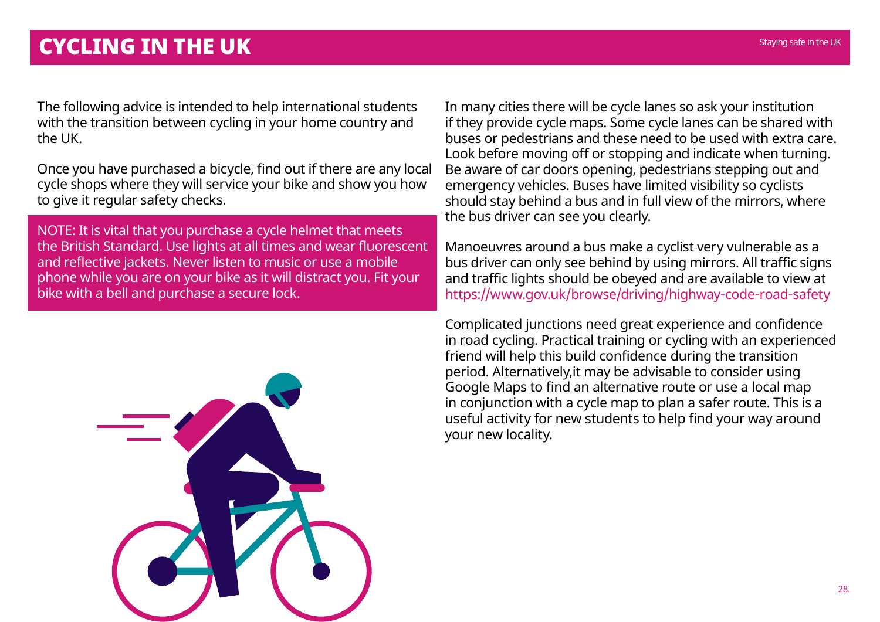# CYCLING IN THE UK

The following advice is intended to help international students with the transition between cycling in your home country and the UK.

Once you have purchased a bicycle, find out if there are any local cycle shops where they will service your bike and show you how to give it regular safety checks.

NOTE: It is vital that you purchase a cycle helmet that meets the British Standard. Use lights at all times and wear fluorescent and reflective jackets. Never listen to music or use a mobile phone while you are on your bike as it will distract you. Fit your bike with a bell and purchase a secure lock.

In many cities there will be cycle lanes so ask your institution if they provide cycle maps. Some cycle lanes can be shared with buses or pedestrians and these need to be used with extra care. Look before moving off or stopping and indicate when turning. Be aware of car doors opening, pedestrians stepping out and emergency vehicles. Buses have limited visibility so cyclists should stay behind a bus and in full view of the mirrors, where the bus driver can see you clearly.

Manoeuvres around a bus make a cyclist very vulnerable as a bus driver can only see behind by using mirrors. All traffic signs and traffic lights should be obeyed and are available to view at https://www.gov.uk/browse/driving/highway-code-road-safety

Complicated junctions need great experience and confidence in road cycling. Practical training or cycling with an experienced friend will help this build confidence during the transition period. Alternatively,it may be advisable to consider using Google Maps to find an alternative route or use a local map in conjunction with a cycle map to plan a safer route. This is a useful activity for new students to help find your way around your new locality.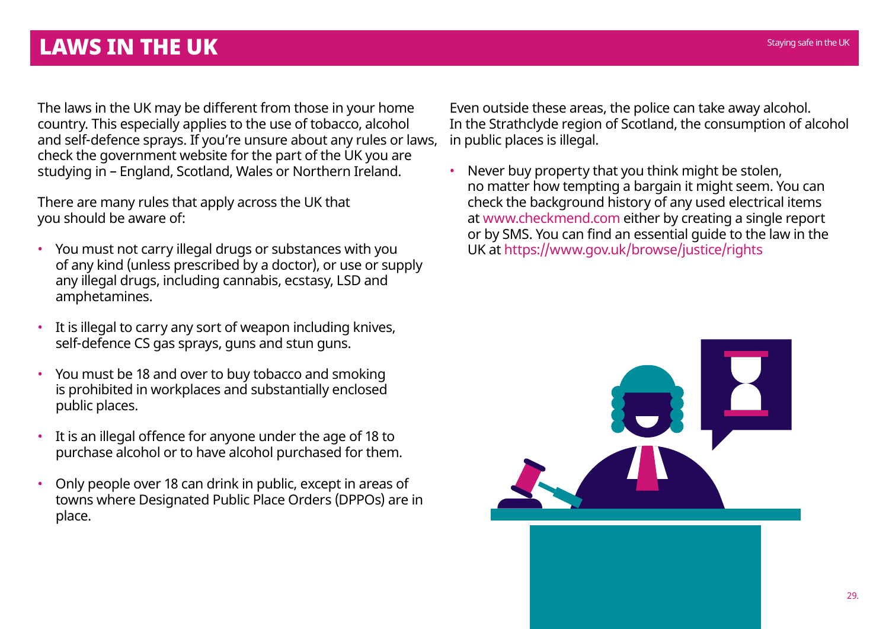# LAWS IN THE UK

The laws in the UK may be different from those in your home country. This especially applies to the use of tobacco, alcohol and self-defence sprays. If you're unsure about any rules or laws, check the government website for the part of the UK you are studying in – England, Scotland, Wales or Northern Ireland.

There are many rules that apply across the UK that you should be aware of:

- You must not carry illegal drugs or substances with you of any kind (unless prescribed by a doctor), or use or supply any illegal drugs, including cannabis, ecstasy, LSD and amphetamines.
- It is illegal to carry any sort of weapon including knives, self-defence CS gas sprays, guns and stun guns.
- You must be 18 and over to buy tobacco and smoking is prohibited in workplaces and substantially enclosed public places.
- It is an illegal offence for anyone under the age of 18 to purchase alcohol or to have alcohol purchased for them.
- Only people over 18 can drink in public, except in areas of towns where Designated Public Place Orders (DPPOs) are in place.

Even outside these areas, the police can take away alcohol. In the Strathclyde region of Scotland, the consumption of alcohol in public places is illegal.

- Never buy property that you think might be stolen, no matter how tempting a bargain it might seem. You can check the background history of any used electrical items at www.checkmend.com either by creating a single report or by SMS. You can find an essential guide to the law in the UK at https://www.gov.uk/browse/justice/rights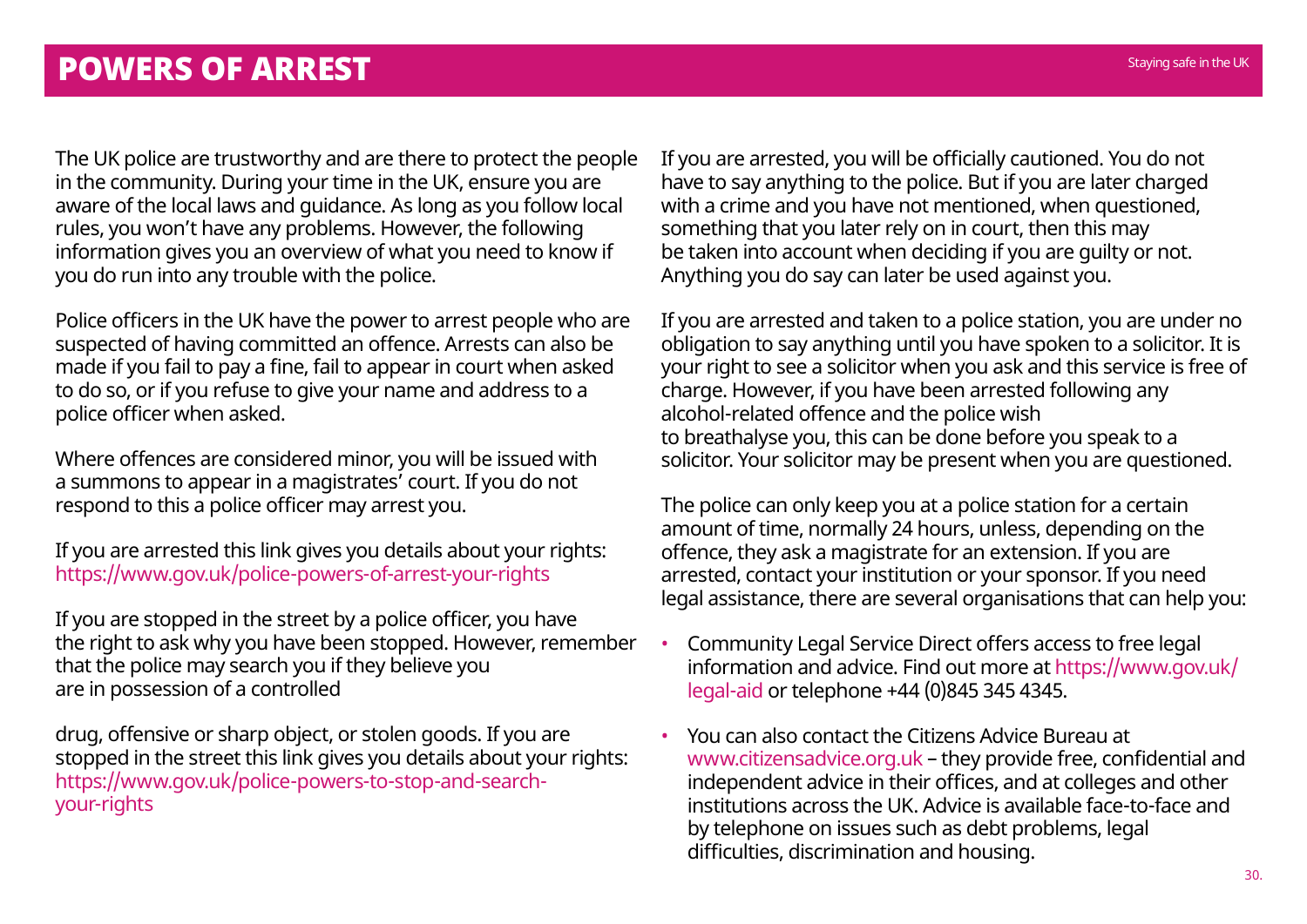# POWERS OF ARREST

The UK police are trustworthy and are there to protect the people in the community. During your time in the UK, ensure you are aware of the local laws and guidance. As long as you follow local rules, you won't have any problems. However, the following information gives you an overview of what you need to know if you do run into any trouble with the police.

Police officers in the UK have the power to arrest people who are suspected of having committed an offence. Arrests can also be made if you fail to pay a fine, fail to appear in court when asked to do so, or if you refuse to give your name and address to a police officer when asked.

Where offences are considered minor, you will be issued with a summons to appear in a magistrates' court. If you do not respond to this a police officer may arrest you.

If you are arrested this link gives you details about your rights: https://www.gov.uk/police-powers-of-arrest-your-rights

If you are stopped in the street by a police officer, you have the right to ask why you have been stopped. However, remember that the police may search you if they believe you are in possession of a controlled

drug, offensive or sharp object, or stolen goods. If you are stopped in the street this link gives you details about your rights: https://www.gov.uk/police-powers-to-stop-and-search-your-rights

If you are arrested, you will be officially cautioned. You do not have to say anything to the police. But if you are later charged with a crime and you have not mentioned, when questioned, something that you later rely on in court, then this may be taken into account when deciding if you are guilty or not. Anything you do say can later be used against you.

If you are arrested and taken to a police station, you are under no obligation to say anything until you have spoken to a solicitor. It is your right to see a solicitor when you ask and this service is free of charge. However, if you have been arrested following any alcohol-related offence and the police wish to breathalyse you, this can be done before you speak to a solicitor. Your solicitor may be present when you are questioned.

The police can only keep you at a police station for a certain amount of time, normally 24 hours, unless, depending on the offence, they ask a magistrate for an extension. If you are arrested, contact your institution or your sponsor. If you need legal assistance, there are several organisations that can help you:

- Community Legal Service Direct offers access to free legal information and advice. Find out more at https://www.gov.uk/legal-aid or telephone +44 (0)845 345 4345.
- You can also contact the Citizens Advice Bureau at www.citizensadvice.org.uk – they provide free, confidential and independent advice in their offices, and at colleges and other institutions across the UK. Advice is available face-to-face and by telephone on issues such as debt problems, legal difficulties, discrimination and housing.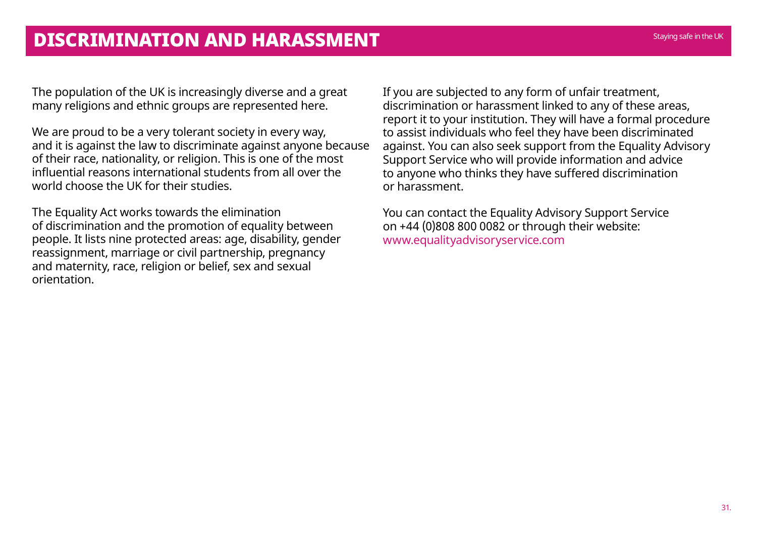# DISCRIMINATION AND HARASSMENT

The population of the UK is increasingly diverse and a great many religions and ethnic groups are represented here.

We are proud to be a very tolerant society in every way, and it is against the law to discriminate against anyone because of their race, nationality, or religion. This is one of the most influential reasons international students from all over the world choose the UK for their studies.

The Equality Act works towards the elimination of discrimination and the promotion of equality between people. It lists nine protected areas: age, disability, gender reassignment, marriage or civil partnership, pregnancy and maternity, race, religion or belief, sex and sexual orientation.

If you are subjected to any form of unfair treatment, discrimination or harassment linked to any of these areas, report it to your institution. They will have a formal procedure to assist individuals who feel they have been discriminated against. You can also seek support from the Equality Advisory Support Service who will provide information and advice to anyone who thinks they have suffered discrimination or harassment.

You can contact the Equality Advisory Support Service on +44 (0)808 800 0082 or through their website: www.equalityadvisoryservice.com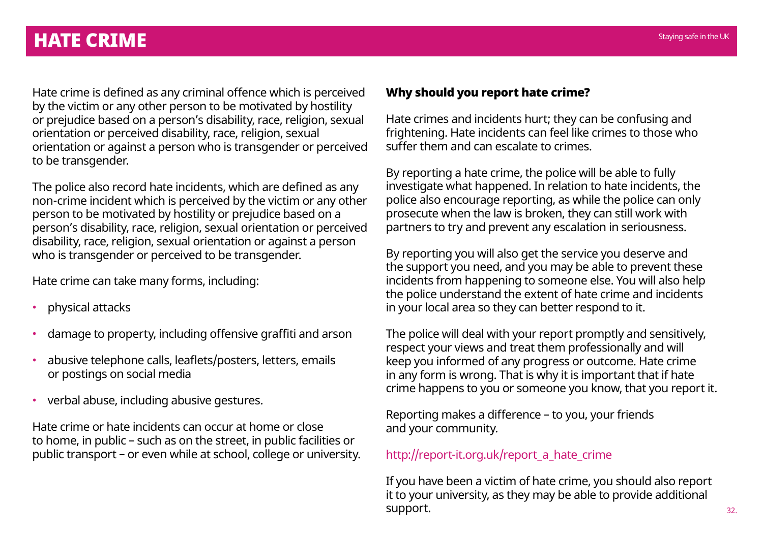# HATE CRIME

Hate crime is defined as any criminal offence which is perceived by the victim or any other person to be motivated by hostility or prejudice based on a person's disability, race, religion, sexual orientation or perceived disability, race, religion, sexual orientation or against a person who is transgender or perceived to be transgender.

The police also record hate incidents, which are defined as any non-crime incident which is perceived by the victim or any other person to be motivated by hostility or prejudice based on a person's disability, race, religion, sexual orientation or perceived disability, race, religion, sexual orientation or against a person who is transgender or perceived to be transgender.

Hate crime can take many forms, including:

- physical attacks
- damage to property, including offensive graffiti and arson
- abusive telephone calls, leaflets/posters, letters, emails or postings on social media
- verbal abuse, including abusive gestures.

Hate crime or hate incidents can occur at home or close to home, in public – such as on the street, in public facilities or public transport – or even while at school, college or university.

**Why should you report hate crime?**

Hate crimes and incidents hurt; they can be confusing and frightening. Hate incidents can feel like crimes to those who suffer them and can escalate to crimes.

By reporting a hate crime, the police will be able to fully investigate what happened. In relation to hate incidents, the police also encourage reporting, as while the police can only prosecute when the law is broken, they can still work with partners to try and prevent any escalation in seriousness.

By reporting you will also get the service you deserve and the support you need, and you may be able to prevent these incidents from happening to someone else. You will also help the police understand the extent of hate crime and incidents in your local area so they can better respond to it.

The police will deal with your report promptly and sensitively, respect your views and treat them professionally and will keep you informed of any progress or outcome. Hate crime in any form is wrong. That is why it is important that if hate crime happens to you or someone you know, that you report it.

Reporting makes a difference – to you, your friends and your community.

http://report-it.org.uk/report_a_hate_crime

If you have been a victim of hate crime, you should also report it to your university, as they may be able to provide additional support.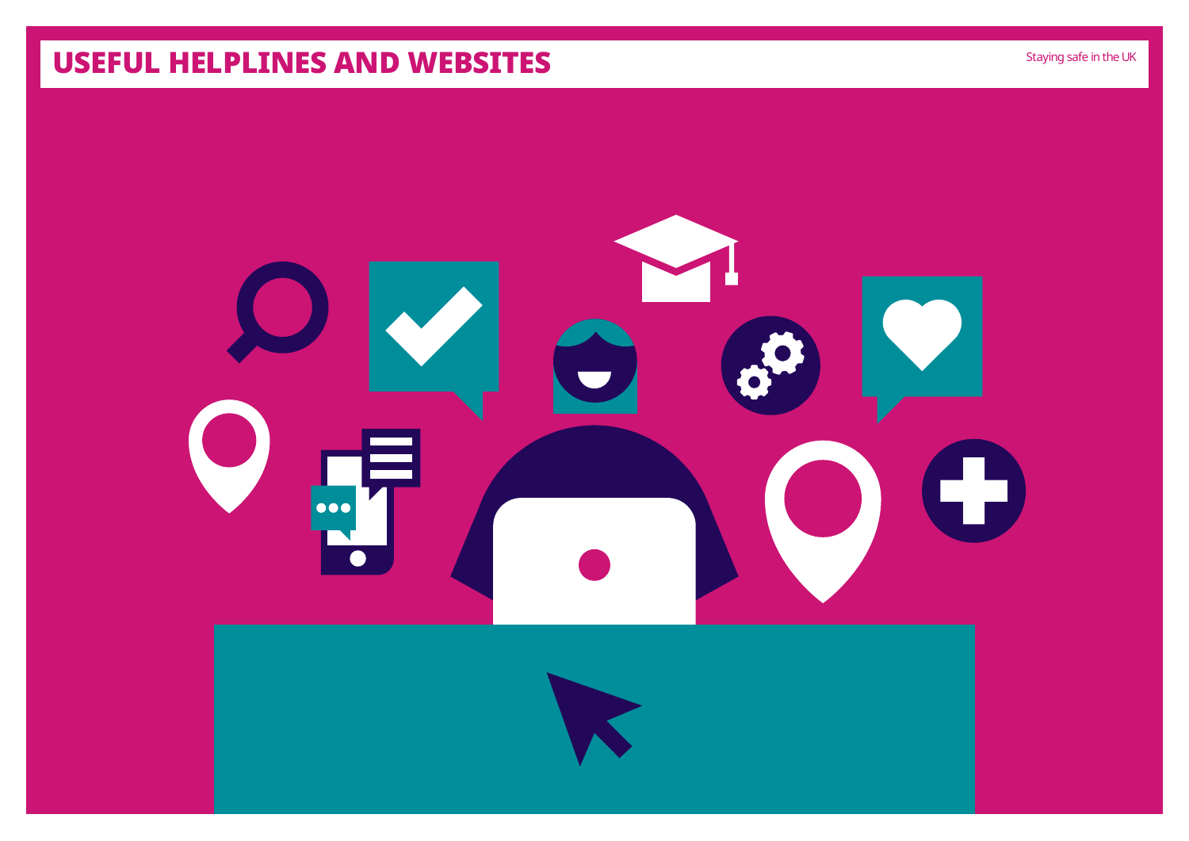# USEFUL HELPLINES AND WEBSITES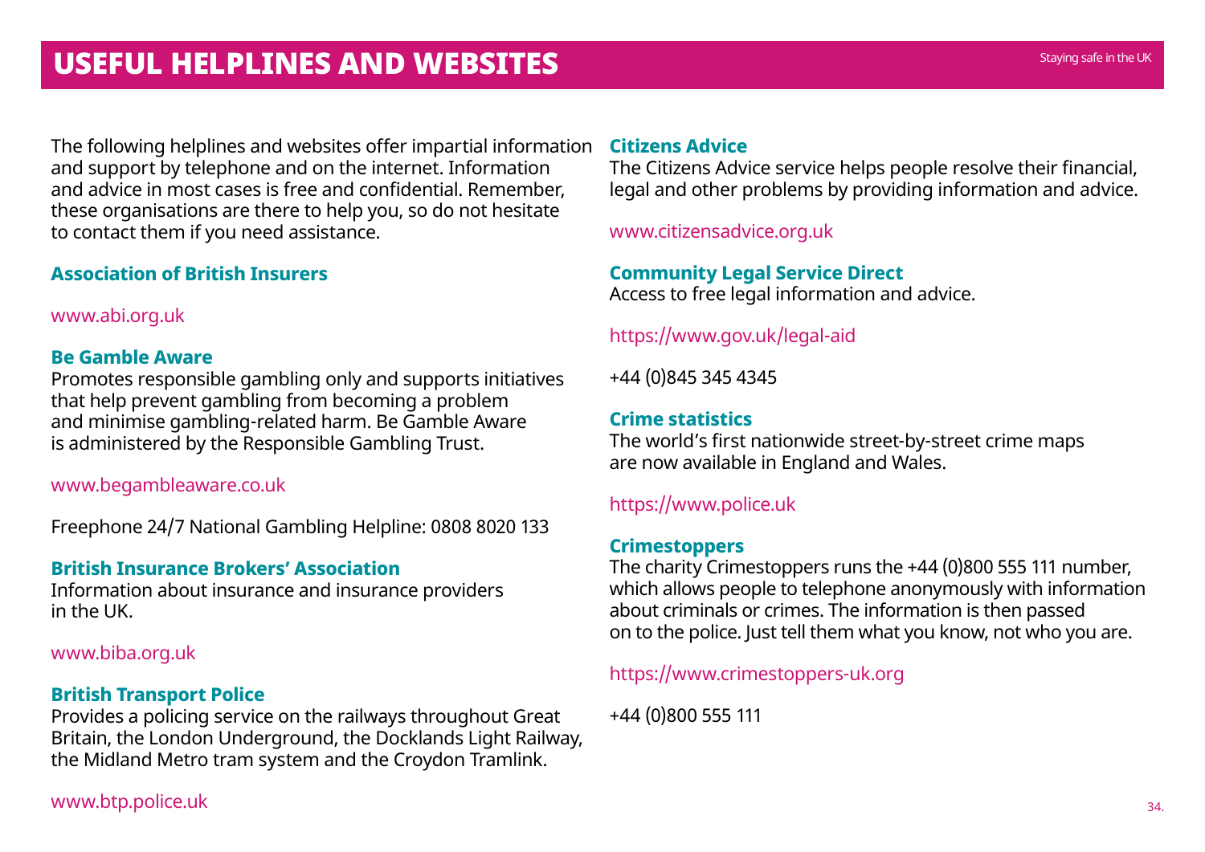# USEFUL HELPLINES AND WEBSITES

The following helplines and websites offer impartial information and support by telephone and on the internet. Information and advice in most cases is free and confidential. Remember, these organisations are there to help you, so do not hesitate to contact them if you need assistance.

### Association of British Insurers

www.abi.org.uk

### Be Gamble Aware

Promotes responsible gambling only and supports initiatives that help prevent gambling from becoming a problem and minimise gambling-related harm. Be Gamble Aware is administered by the Responsible Gambling Trust.

www.begambleaware.co.uk

Freephone 24/7 National Gambling Helpline: 0808 8020 133

### British Insurance Brokers' Association

Information about insurance and insurance providers in the UK.

www.biba.org.uk

### British Transport Police

Provides a policing service on the railways throughout Great Britain, the London Underground, the Docklands Light Railway, the Midland Metro tram system and the Croydon Tramlink.

www.btp.police.uk

### Citizens Advice

The Citizens Advice service helps people resolve their financial, legal and other problems by providing information and advice.

www.citizensadvice.org.uk

### Community Legal Service Direct

Access to free legal information and advice.

https://www.gov.uk/legal-aid

+44 (0)845 345 4345

### Crime statistics

The world's first nationwide street-by-street crime maps are now available in England and Wales.

https://www.police.uk

### Crimestoppers

The charity Crimestoppers runs the +44 (0)800 555 111 number, which allows people to telephone anonymously with information about criminals or crimes. The information is then passed on to the police. Just tell them what you know, not who you are.

https://www.crimestoppers-uk.org

+44 (0)800 555 111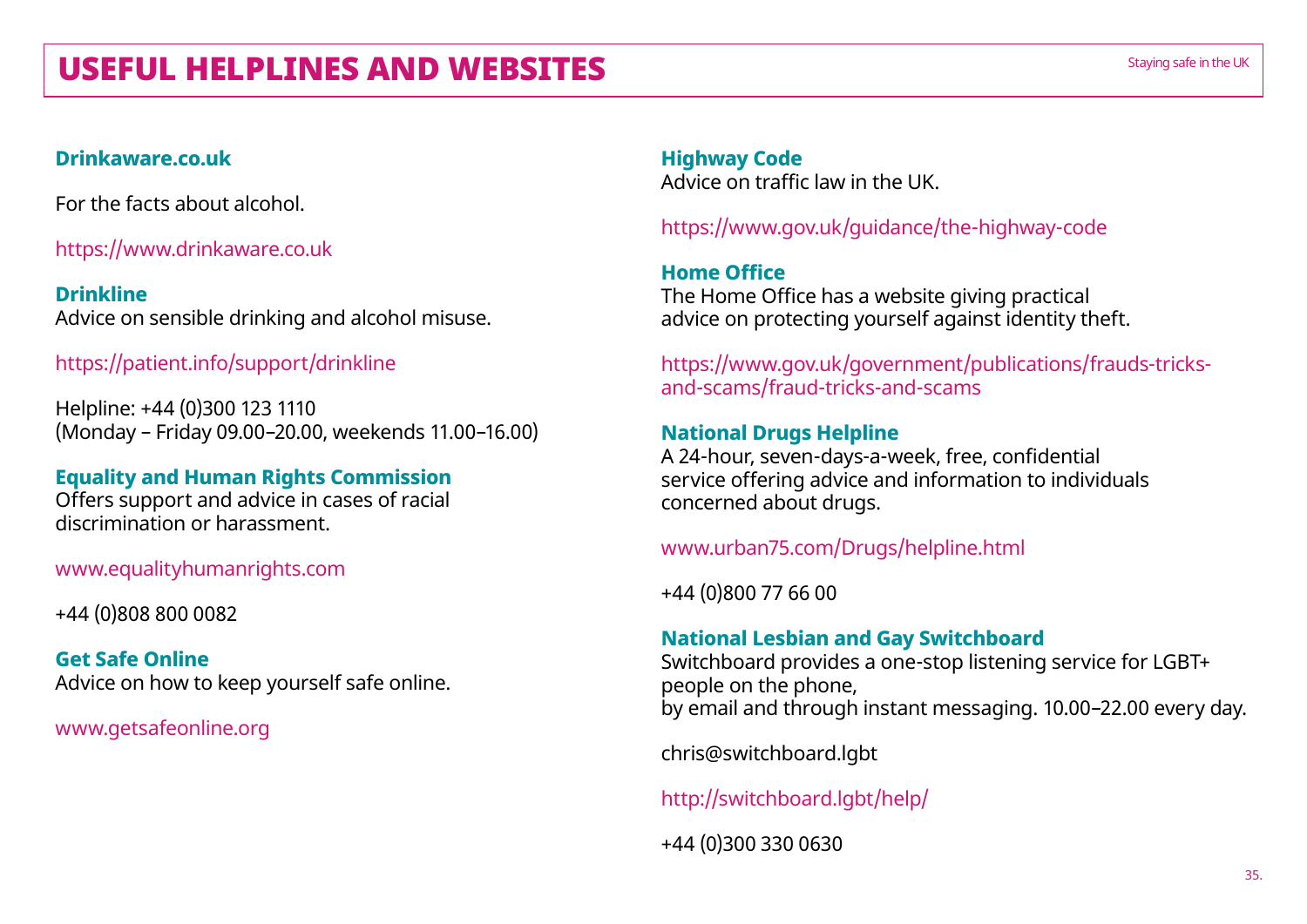# USEFUL HELPLINES AND WEBSITES

### Drinkaware.co.uk

For the facts about alcohol.

https://www.drinkaware.co.uk

### Drinkline

Advice on sensible drinking and alcohol misuse.

https://patient.info/support/drinkline

Helpline: +44 (0)300 123 1110
(Monday – Friday 09.00–20.00, weekends 11.00–16.00)

### Equality and Human Rights Commission

Offers support and advice in cases of racial discrimination or harassment.

www.equalityhumanrights.com

+44 (0)808 800 0082

### Get Safe Online

Advice on how to keep yourself safe online.

www.getsafeonline.org

### Highway Code

Advice on traffic law in the UK.

https://www.gov.uk/guidance/the-highway-code

### Home Office

The Home Office has a website giving practical advice on protecting yourself against identity theft.

https://www.gov.uk/government/publications/frauds-tricks-and-scams/fraud-tricks-and-scams

### National Drugs Helpline

A 24-hour, seven-days-a-week, free, confidential service offering advice and information to individuals concerned about drugs.

www.urban75.com/Drugs/helpline.html

+44 (0)800 77 66 00

### National Lesbian and Gay Switchboard

Switchboard provides a one-stop listening service for LGBT+ people on the phone,
by email and through instant messaging. 10.00–22.00 every day.

chris@switchboard.lgbt

http://switchboard.lgbt/help/

+44 (0)300 330 0630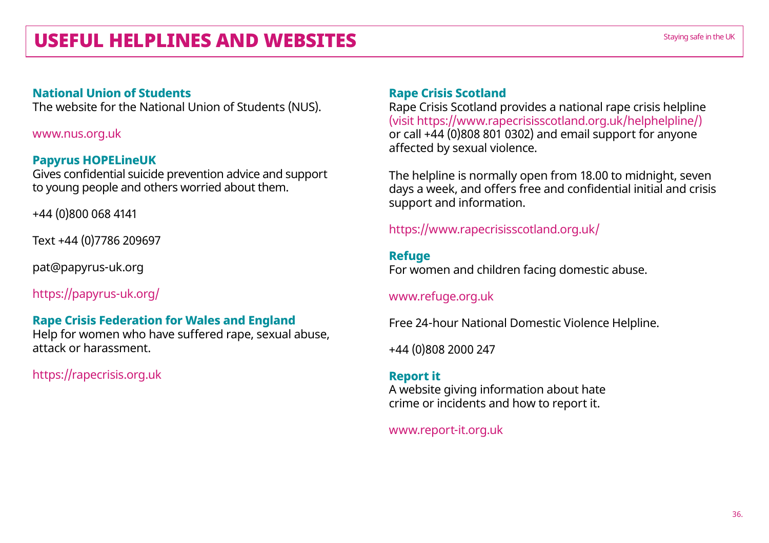# USEFUL HELPLINES AND WEBSITES

### National Union of Students

The website for the National Union of Students (NUS).

www.nus.org.uk

### Papyrus HOPELineUK

Gives confidential suicide prevention advice and support to young people and others worried about them.

+44 (0)800 068 4141

Text +44 (0)7786 209697

pat@papyrus-uk.org

https://papyrus-uk.org/

### Rape Crisis Federation for Wales and England

Help for women who have suffered rape, sexual abuse, attack or harassment.

https://rapecrisis.org.uk

### Rape Crisis Scotland

Rape Crisis Scotland provides a national rape crisis helpline (visit https://www.rapecrisisscotland.org.uk/helphelpline/) or call +44 (0)808 801 0302) and email support for anyone affected by sexual violence.

The helpline is normally open from 18.00 to midnight, seven days a week, and offers free and confidential initial and crisis support and information.

https://www.rapecrisisscotland.org.uk/

### Refuge

For women and children facing domestic abuse.

www.refuge.org.uk

Free 24-hour National Domestic Violence Helpline.

+44 (0)808 2000 247

### Report it

A website giving information about hate crime or incidents and how to report it.

www.report-it.org.uk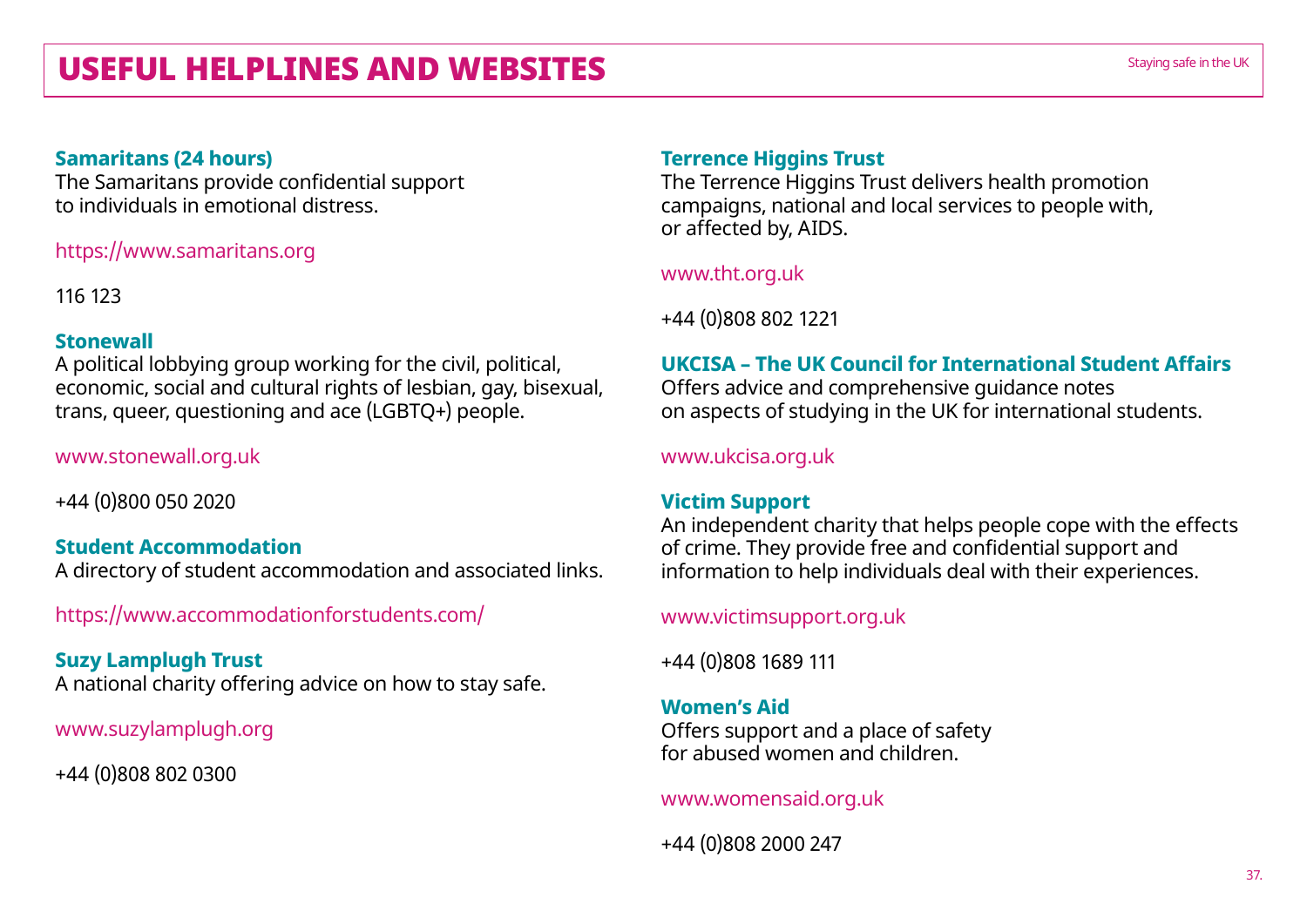# USEFUL HELPLINES AND WEBSITES

**Samaritans (24 hours)**
The Samaritans provide confidential support to individuals in emotional distress.

https://www.samaritans.org

116 123

**Stonewall**
A political lobbying group working for the civil, political, economic, social and cultural rights of lesbian, gay, bisexual, trans, queer, questioning and ace (LGBTQ+) people.

www.stonewall.org.uk

+44 (0)800 050 2020

**Student Accommodation**
A directory of student accommodation and associated links.

https://www.accommodationforstudents.com/

**Suzy Lamplugh Trust**
A national charity offering advice on how to stay safe.

www.suzylamplugh.org

+44 (0)808 802 0300

**Terrence Higgins Trust**
The Terrence Higgins Trust delivers health promotion campaigns, national and local services to people with, or affected by, AIDS.

www.tht.org.uk

+44 (0)808 802 1221

**UKCISA – The UK Council for International Student Affairs**
Offers advice and comprehensive guidance notes on aspects of studying in the UK for international students.

www.ukcisa.org.uk

**Victim Support**
An independent charity that helps people cope with the effects of crime. They provide free and confidential support and information to help individuals deal with their experiences.

www.victimsupport.org.uk

+44 (0)808 1689 111

**Women's Aid**
Offers support and a place of safety for abused women and children.

www.womensaid.org.uk

+44 (0)808 2000 247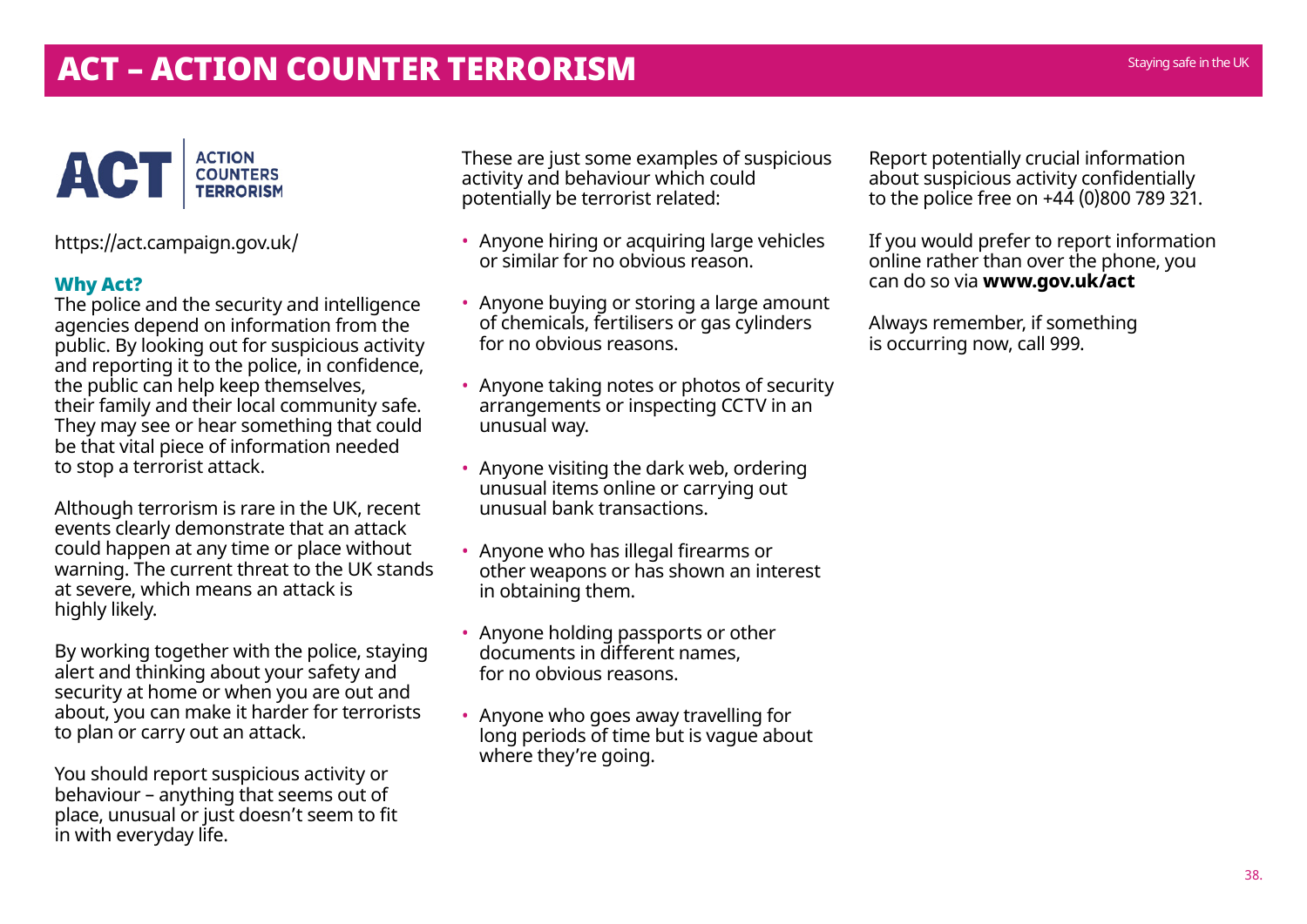# ACT – ACTION COUNTER TERRORISM

ACT ACTION COUNTERS TERRORISM

https://act.campaign.gov.uk/

### Why Act?

The police and the security and intelligence agencies depend on information from the public. By looking out for suspicious activity and reporting it to the police, in confidence, the public can help keep themselves, their family and their local community safe. They may see or hear something that could be that vital piece of information needed to stop a terrorist attack.

Although terrorism is rare in the UK, recent events clearly demonstrate that an attack could happen at any time or place without warning. The current threat to the UK stands at severe, which means an attack is highly likely.

By working together with the police, staying alert and thinking about your safety and security at home or when you are out and about, you can make it harder for terrorists to plan or carry out an attack.

You should report suspicious activity or behaviour – anything that seems out of place, unusual or just doesn't seem to fit in with everyday life.

These are just some examples of suspicious activity and behaviour which could potentially be terrorist related:

- Anyone hiring or acquiring large vehicles or similar for no obvious reason.
- Anyone buying or storing a large amount of chemicals, fertilisers or gas cylinders for no obvious reasons.
- Anyone taking notes or photos of security arrangements or inspecting CCTV in an unusual way.
- Anyone visiting the dark web, ordering unusual items online or carrying out unusual bank transactions.
- Anyone who has illegal firearms or other weapons or has shown an interest in obtaining them.
- Anyone holding passports or other documents in different names, for no obvious reasons.
- Anyone who goes away travelling for long periods of time but is vague about where they're going.

Report potentially crucial information about suspicious activity confidentially to the police free on +44 (0)800 789 321.

If you would prefer to report information online rather than over the phone, you can do so via **www.gov.uk/act**

Always remember, if something is occurring now, call 999.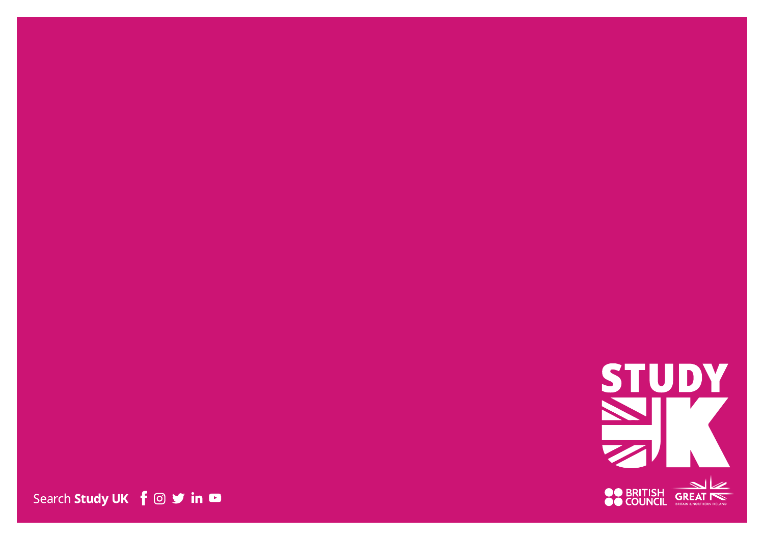Search **Study UK**

STUDY UK

BRITISH COUNCIL

GREAT BRITAIN & NORTHERN IRELAND